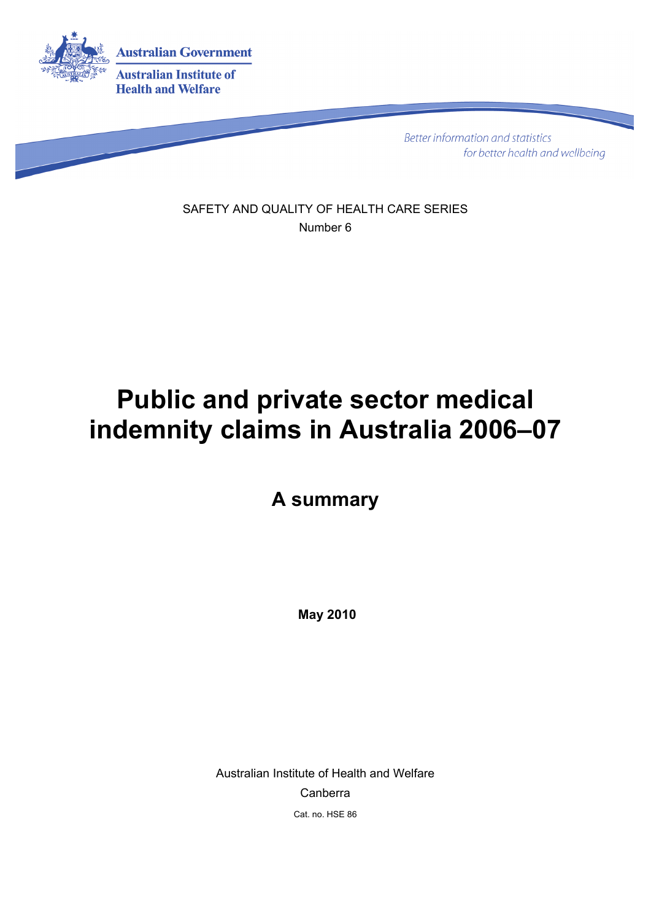Australian Government

Australian Institute of Health and Welfare

*Better information and statistics for better health and wellbeing*

SAFETY AND QUALITY OF HEALTH CARE SERIES

Number 6

# Public and private sector medical indemnity claims in Australia 2006–07

## A summary

**May 2010**

Australian Institute of Health and Welfare

Canberra

Cat. no. HSE 86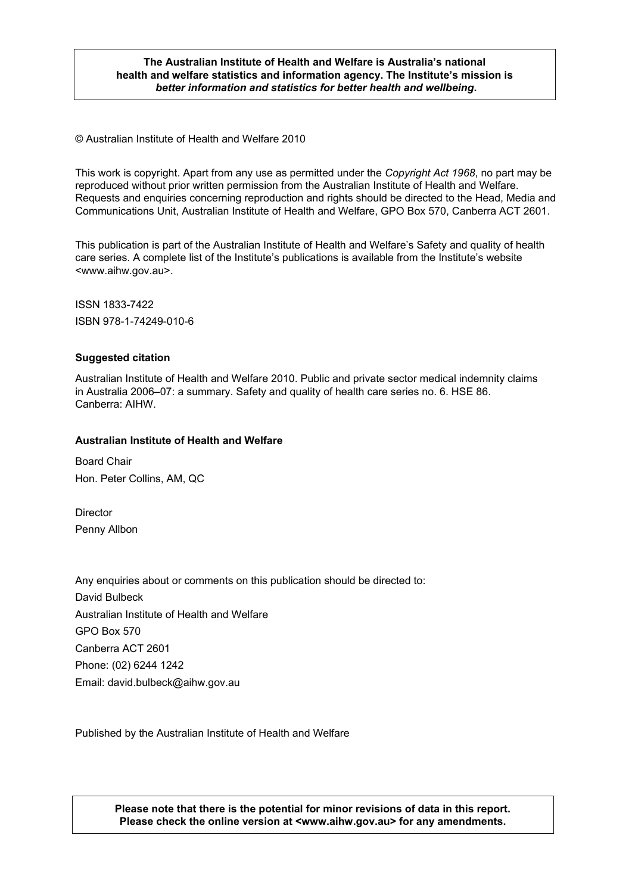**The Australian Institute of Health and Welfare is Australia's national health and welfare statistics and information agency. The Institute's mission is *better information and statistics for better health and wellbeing*.**

© Australian Institute of Health and Welfare 2010

This work is copyright. Apart from any use as permitted under the *Copyright Act 1968*, no part may be reproduced without prior written permission from the Australian Institute of Health and Welfare. Requests and enquiries concerning reproduction and rights should be directed to the Head, Media and Communications Unit, Australian Institute of Health and Welfare, GPO Box 570, Canberra ACT 2601.

This publication is part of the Australian Institute of Health and Welfare's Safety and quality of health care series. A complete list of the Institute's publications is available from the Institute's website <www.aihw.gov.au>.

ISSN 1833-7422
ISBN 978-1-74249-010-6

**Suggested citation**

Australian Institute of Health and Welfare 2010. Public and private sector medical indemnity claims in Australia 2006–07: a summary. Safety and quality of health care series no. 6. HSE 86. Canberra: AIHW.

**Australian Institute of Health and Welfare**

Board Chair
Hon. Peter Collins, AM, QC

Director
Penny Allbon

Any enquiries about or comments on this publication should be directed to:
David Bulbeck
Australian Institute of Health and Welfare
GPO Box 570
Canberra ACT 2601
Phone: (02) 6244 1242
Email: david.bulbeck@aihw.gov.au

Published by the Australian Institute of Health and Welfare

**Please note that there is the potential for minor revisions of data in this report. Please check the online version at <www.aihw.gov.au> for any amendments.**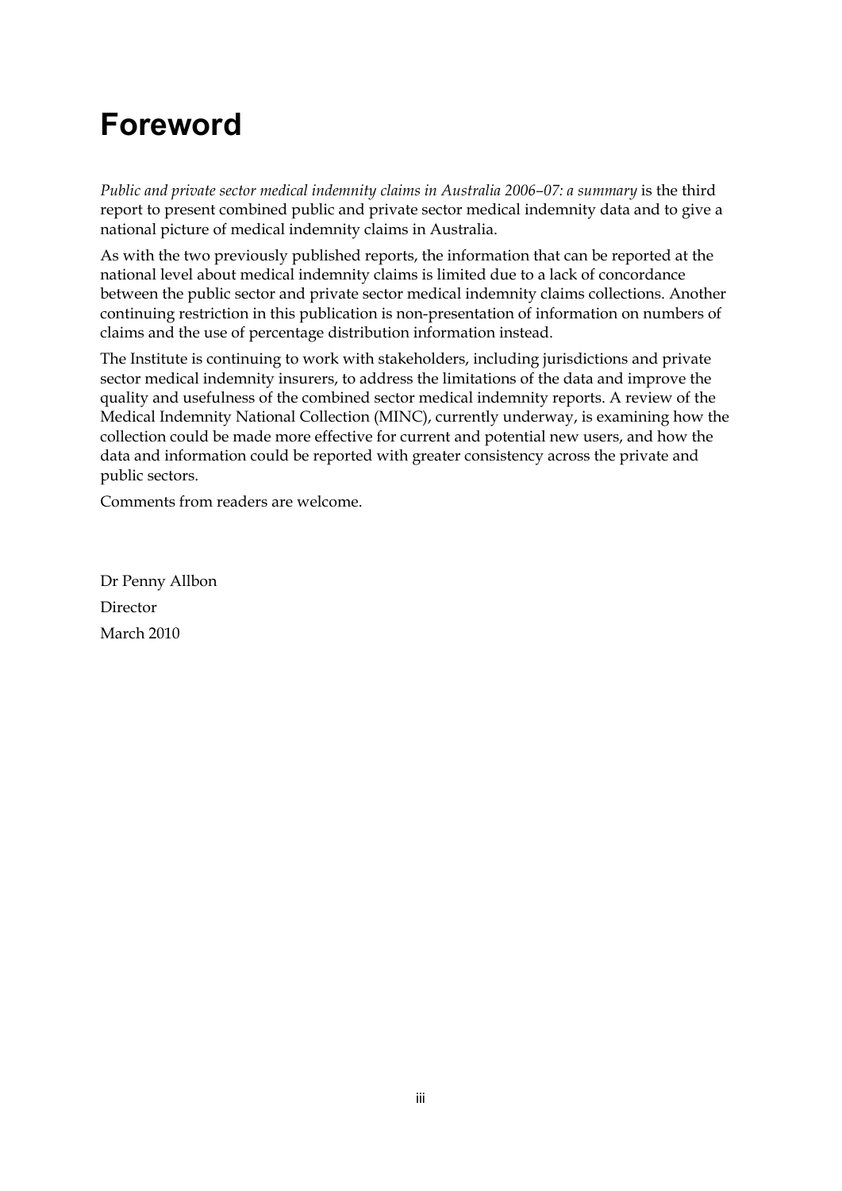# Foreword

*Public and private sector medical indemnity claims in Australia 2006–07: a summary* is the third report to present combined public and private sector medical indemnity data and to give a national picture of medical indemnity claims in Australia.

As with the two previously published reports, the information that can be reported at the national level about medical indemnity claims is limited due to a lack of concordance between the public sector and private sector medical indemnity claims collections. Another continuing restriction in this publication is non-presentation of information on numbers of claims and the use of percentage distribution information instead.

The Institute is continuing to work with stakeholders, including jurisdictions and private sector medical indemnity insurers, to address the limitations of the data and improve the quality and usefulness of the combined sector medical indemnity reports. A review of the Medical Indemnity National Collection (MINC), currently underway, is examining how the collection could be made more effective for current and potential new users, and how the data and information could be reported with greater consistency across the private and public sectors.

Comments from readers are welcome.

Dr Penny Allbon

Director

March 2010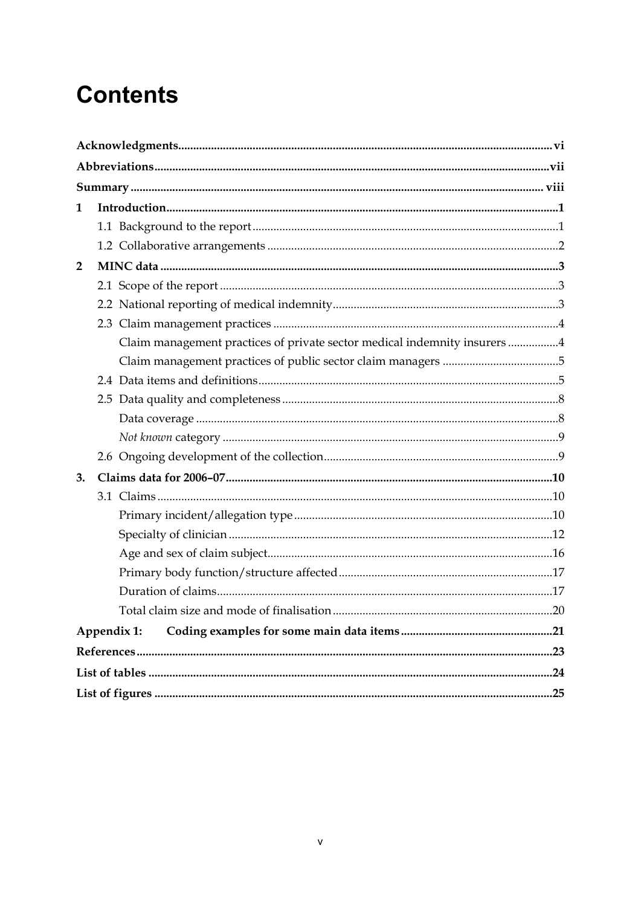# Contents

| | |
|---|---|
| **Acknowledgments** | **vi** |
| **Abbreviations** | **vii** |
| **Summary** | **viii** |
| **1 Introduction** | **1** |
| 1.1 Background to the report | 1 |
| 1.2 Collaborative arrangements | 2 |
| **2 MINC data** | **3** |
| 2.1 Scope of the report | 3 |
| 2.2 National reporting of medical indemnity | 3 |
| 2.3 Claim management practices | 4 |
| Claim management practices of private sector medical indemnity insurers | 4 |
| Claim management practices of public sector claim managers | 5 |
| 2.4 Data items and definitions | 5 |
| 2.5 Data quality and completeness | 8 |
| Data coverage | 8 |
| *Not known* category | 9 |
| 2.6 Ongoing development of the collection | 9 |
| **3. Claims data for 2006–07** | **10** |
| 3.1 Claims | 10 |
| Primary incident/allegation type | 10 |
| Specialty of clinician | 12 |
| Age and sex of claim subject | 16 |
| Primary body function/structure affected | 17 |
| Duration of claims | 17 |
| Total claim size and mode of finalisation | 20 |
| **Appendix 1: Coding examples for some main data items** | **21** |
| **References** | **23** |
| **List of tables** | **24** |
| **List of figures** | **25** |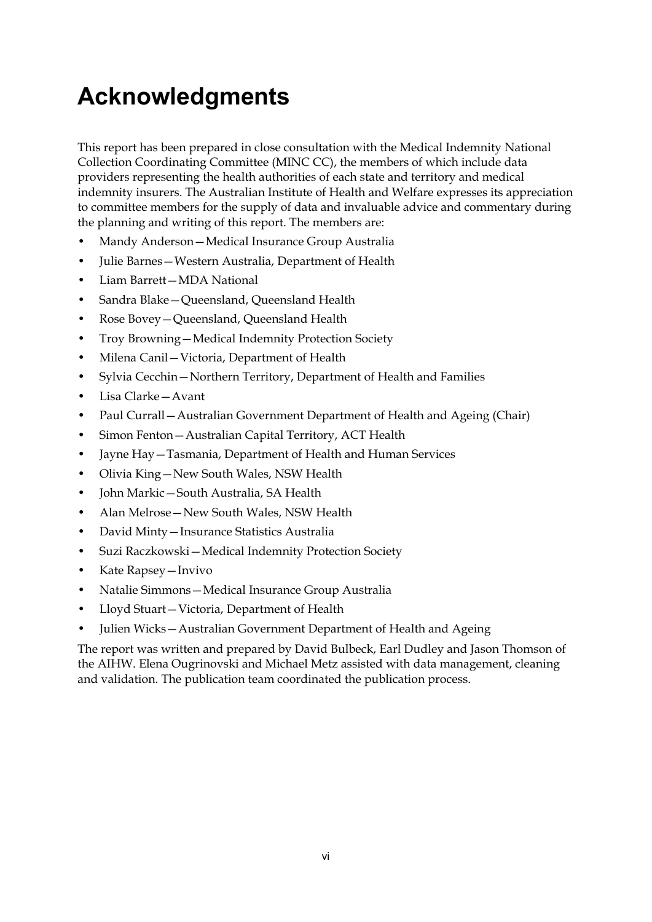# Acknowledgments

This report has been prepared in close consultation with the Medical Indemnity National Collection Coordinating Committee (MINC CC), the members of which include data providers representing the health authorities of each state and territory and medical indemnity insurers. The Australian Institute of Health and Welfare expresses its appreciation to committee members for the supply of data and invaluable advice and commentary during the planning and writing of this report. The members are:

- Mandy Anderson—Medical Insurance Group Australia
- Julie Barnes—Western Australia, Department of Health
- Liam Barrett—MDA National
- Sandra Blake—Queensland, Queensland Health
- Rose Bovey—Queensland, Queensland Health
- Troy Browning—Medical Indemnity Protection Society
- Milena Canil—Victoria, Department of Health
- Sylvia Cecchin—Northern Territory, Department of Health and Families
- Lisa Clarke—Avant
- Paul Currall—Australian Government Department of Health and Ageing (Chair)
- Simon Fenton—Australian Capital Territory, ACT Health
- Jayne Hay—Tasmania, Department of Health and Human Services
- Olivia King—New South Wales, NSW Health
- John Markic—South Australia, SA Health
- Alan Melrose—New South Wales, NSW Health
- David Minty—Insurance Statistics Australia
- Suzi Raczkowski—Medical Indemnity Protection Society
- Kate Rapsey—Invivo
- Natalie Simmons—Medical Insurance Group Australia
- Lloyd Stuart—Victoria, Department of Health
- Julien Wicks—Australian Government Department of Health and Ageing

The report was written and prepared by David Bulbeck, Earl Dudley and Jason Thomson of the AIHW. Elena Ougrinovski and Michael Metz assisted with data management, cleaning and validation. The publication team coordinated the publication process.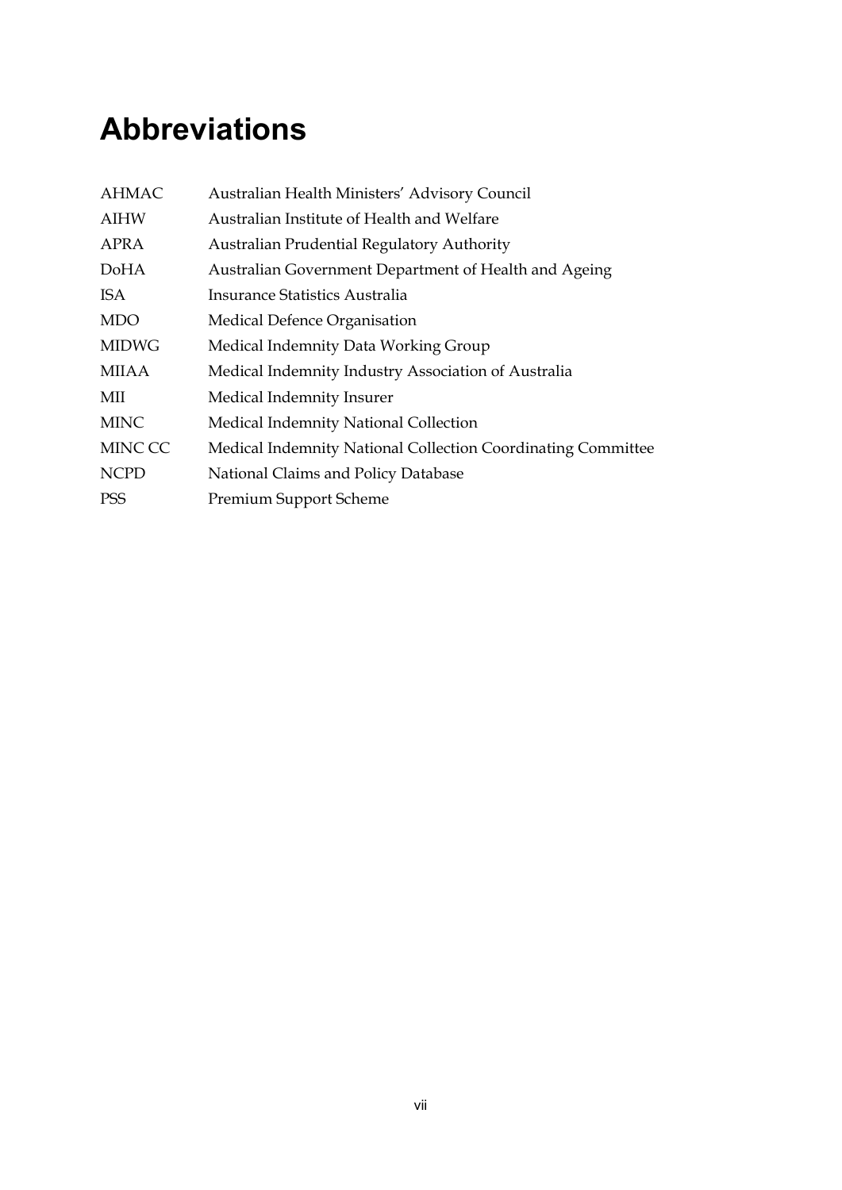# Abbreviations

| | |
|---|---|
| AHMAC | Australian Health Ministers' Advisory Council |
| AIHW | Australian Institute of Health and Welfare |
| APRA | Australian Prudential Regulatory Authority |
| DoHA | Australian Government Department of Health and Ageing |
| ISA | Insurance Statistics Australia |
| MDO | Medical Defence Organisation |
| MIDWG | Medical Indemnity Data Working Group |
| MIIAA | Medical Indemnity Industry Association of Australia |
| MII | Medical Indemnity Insurer |
| MINC | Medical Indemnity National Collection |
| MINC CC | Medical Indemnity National Collection Coordinating Committee |
| NCPD | National Claims and Policy Database |
| PSS | Premium Support Scheme |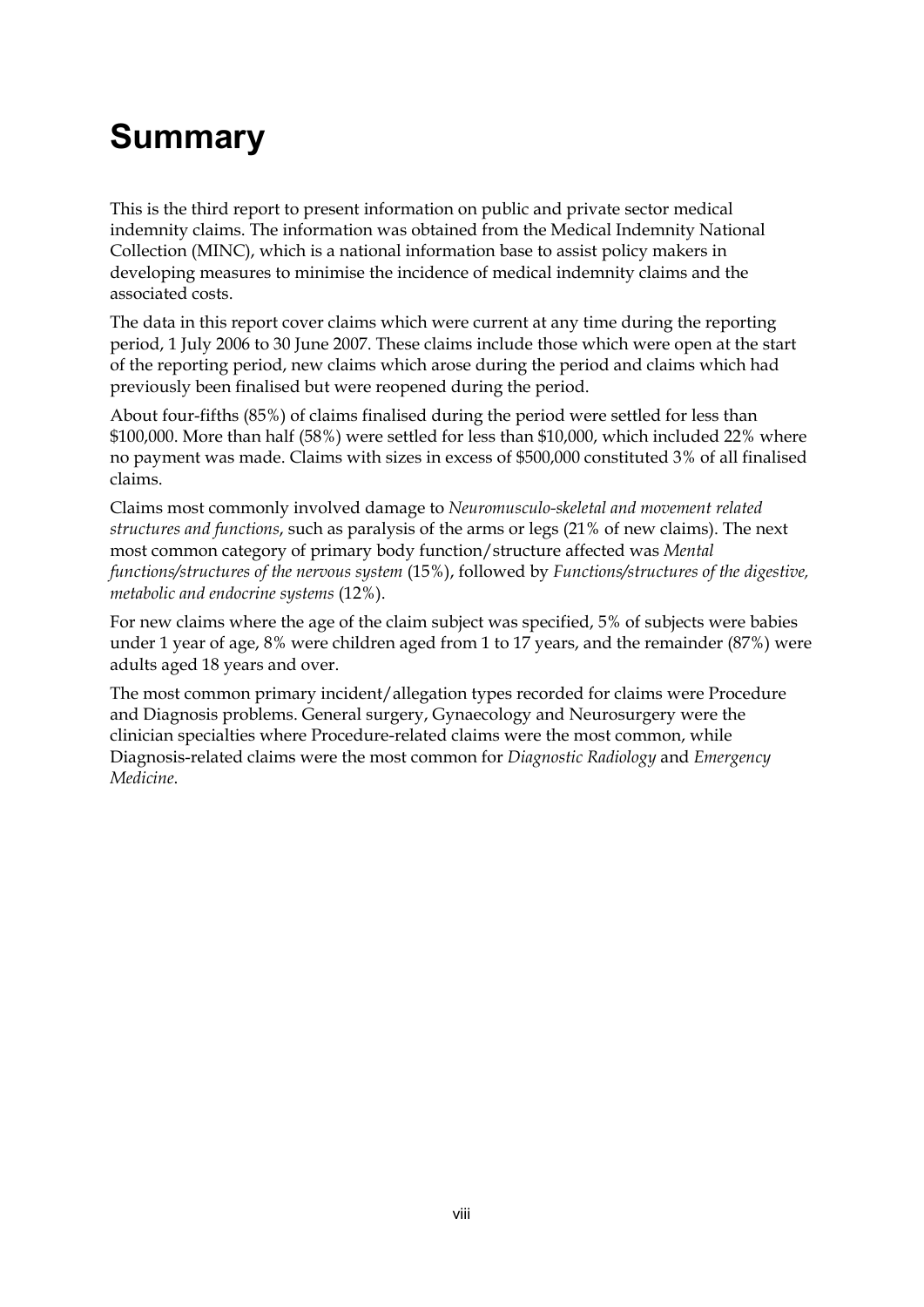# Summary

This is the third report to present information on public and private sector medical indemnity claims. The information was obtained from the Medical Indemnity National Collection (MINC), which is a national information base to assist policy makers in developing measures to minimise the incidence of medical indemnity claims and the associated costs.

The data in this report cover claims which were current at any time during the reporting period, 1 July 2006 to 30 June 2007. These claims include those which were open at the start of the reporting period, new claims which arose during the period and claims which had previously been finalised but were reopened during the period.

About four-fifths (85%) of claims finalised during the period were settled for less than $100,000. More than half (58%) were settled for less than $10,000, which included 22% where no payment was made. Claims with sizes in excess of $500,000 constituted 3% of all finalised claims.

Claims most commonly involved damage to *Neuromusculo-skeletal and movement related structures and functions*, such as paralysis of the arms or legs (21% of new claims). The next most common category of primary body function/structure affected was *Mental functions/structures of the nervous system* (15%), followed by *Functions/structures of the digestive, metabolic and endocrine systems* (12%).

For new claims where the age of the claim subject was specified, 5% of subjects were babies under 1 year of age, 8% were children aged from 1 to 17 years, and the remainder (87%) were adults aged 18 years and over.

The most common primary incident/allegation types recorded for claims were Procedure and Diagnosis problems. General surgery, Gynaecology and Neurosurgery were the clinician specialties where Procedure-related claims were the most common, while Diagnosis-related claims were the most common for *Diagnostic Radiology* and *Emergency Medicine*.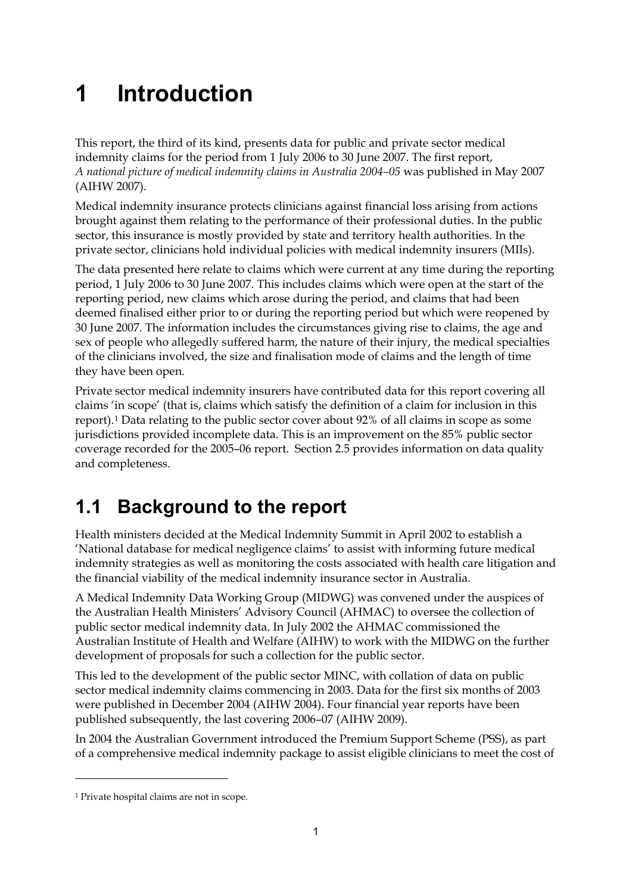# 1 Introduction

This report, the third of its kind, presents data for public and private sector medical indemnity claims for the period from 1 July 2006 to 30 June 2007. The first report, *A national picture of medical indemnity claims in Australia 2004–05* was published in May 2007 (AIHW 2007).

Medical indemnity insurance protects clinicians against financial loss arising from actions brought against them relating to the performance of their professional duties. In the public sector, this insurance is mostly provided by state and territory health authorities. In the private sector, clinicians hold individual policies with medical indemnity insurers (MIIs).

The data presented here relate to claims which were current at any time during the reporting period, 1 July 2006 to 30 June 2007. This includes claims which were open at the start of the reporting period, new claims which arose during the period, and claims that had been deemed finalised either prior to or during the reporting period but which were reopened by 30 June 2007. The information includes the circumstances giving rise to claims, the age and sex of people who allegedly suffered harm, the nature of their injury, the medical specialties of the clinicians involved, the size and finalisation mode of claims and the length of time they have been open.

Private sector medical indemnity insurers have contributed data for this report covering all claims 'in scope' (that is, claims which satisfy the definition of a claim for inclusion in this report).[1] Data relating to the public sector cover about 92% of all claims in scope as some jurisdictions provided incomplete data. This is an improvement on the 85% public sector coverage recorded for the 2005–06 report. Section 2.5 provides information on data quality and completeness.

## 1.1 Background to the report

Health ministers decided at the Medical Indemnity Summit in April 2002 to establish a 'National database for medical negligence claims' to assist with informing future medical indemnity strategies as well as monitoring the costs associated with health care litigation and the financial viability of the medical indemnity insurance sector in Australia.

A Medical Indemnity Data Working Group (MIDWG) was convened under the auspices of the Australian Health Ministers' Advisory Council (AHMAC) to oversee the collection of public sector medical indemnity data. In July 2002 the AHMAC commissioned the Australian Institute of Health and Welfare (AIHW) to work with the MIDWG on the further development of proposals for such a collection for the public sector.

This led to the development of the public sector MINC, with collation of data on public sector medical indemnity claims commencing in 2003. Data for the first six months of 2003 were published in December 2004 (AIHW 2004). Four financial year reports have been published subsequently, the last covering 2006–07 (AIHW 2009).

In 2004 the Australian Government introduced the Premium Support Scheme (PSS), as part of a comprehensive medical indemnity package to assist eligible clinicians to meet the cost of

---

[1] Private hospital claims are not in scope.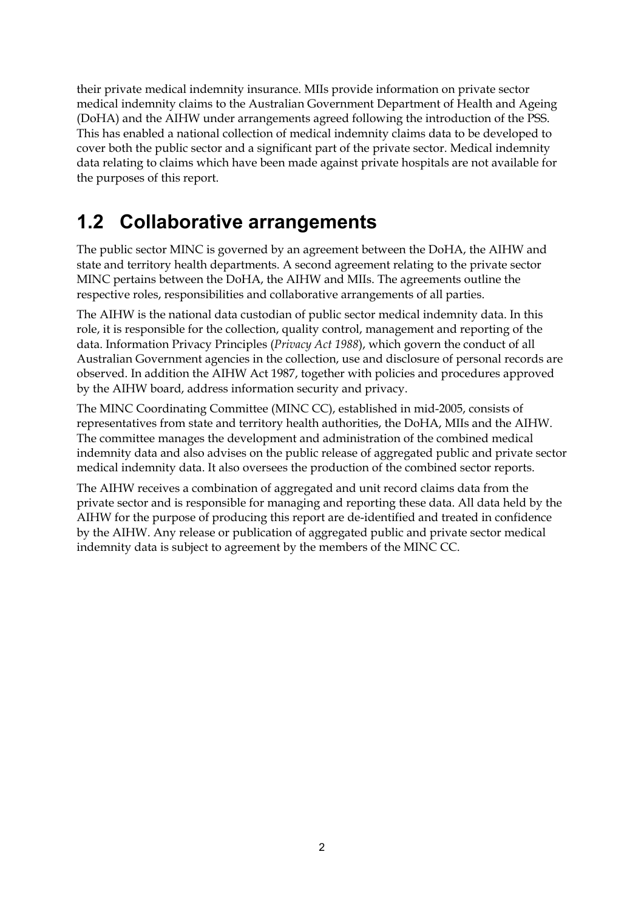their private medical indemnity insurance. MIIs provide information on private sector medical indemnity claims to the Australian Government Department of Health and Ageing (DoHA) and the AIHW under arrangements agreed following the introduction of the PSS. This has enabled a national collection of medical indemnity claims data to be developed to cover both the public sector and a significant part of the private sector. Medical indemnity data relating to claims which have been made against private hospitals are not available for the purposes of this report.

## 1.2 Collaborative arrangements

The public sector MINC is governed by an agreement between the DoHA, the AIHW and state and territory health departments. A second agreement relating to the private sector MINC pertains between the DoHA, the AIHW and MIIs. The agreements outline the respective roles, responsibilities and collaborative arrangements of all parties.

The AIHW is the national data custodian of public sector medical indemnity data. In this role, it is responsible for the collection, quality control, management and reporting of the data. Information Privacy Principles (*Privacy Act 1988*), which govern the conduct of all Australian Government agencies in the collection, use and disclosure of personal records are observed. In addition the AIHW Act 1987, together with policies and procedures approved by the AIHW board, address information security and privacy.

The MINC Coordinating Committee (MINC CC), established in mid-2005, consists of representatives from state and territory health authorities, the DoHA, MIIs and the AIHW. The committee manages the development and administration of the combined medical indemnity data and also advises on the public release of aggregated public and private sector medical indemnity data. It also oversees the production of the combined sector reports.

The AIHW receives a combination of aggregated and unit record claims data from the private sector and is responsible for managing and reporting these data. All data held by the AIHW for the purpose of producing this report are de-identified and treated in confidence by the AIHW. Any release or publication of aggregated public and private sector medical indemnity data is subject to agreement by the members of the MINC CC.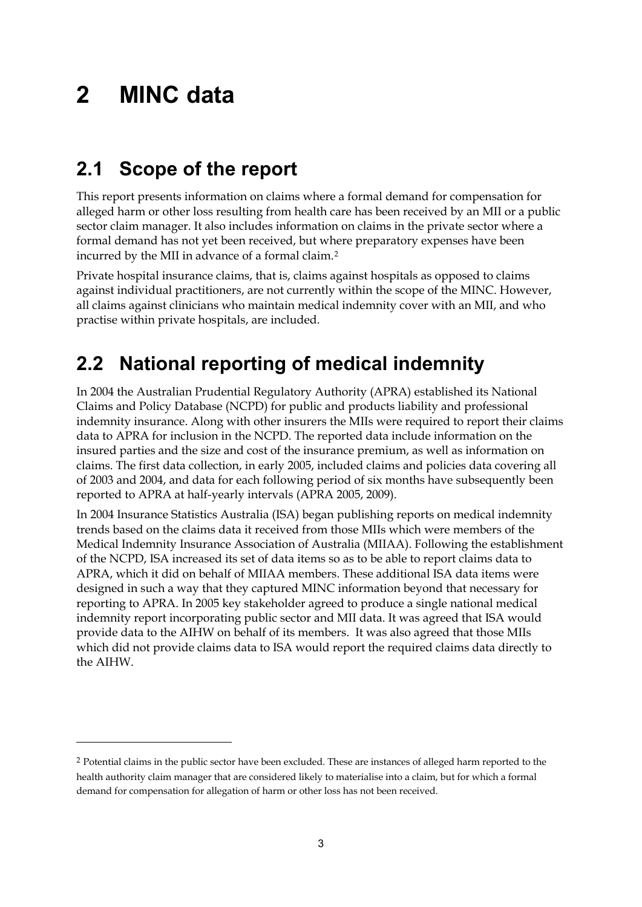# 2 MINC data

## 2.1 Scope of the report

This report presents information on claims where a formal demand for compensation for alleged harm or other loss resulting from health care has been received by an MII or a public sector claim manager. It also includes information on claims in the private sector where a formal demand has not yet been received, but where preparatory expenses have been incurred by the MII in advance of a formal claim.[2]

Private hospital insurance claims, that is, claims against hospitals as opposed to claims against individual practitioners, are not currently within the scope of the MINC. However, all claims against clinicians who maintain medical indemnity cover with an MII, and who practise within private hospitals, are included.

## 2.2 National reporting of medical indemnity

In 2004 the Australian Prudential Regulatory Authority (APRA) established its National Claims and Policy Database (NCPD) for public and products liability and professional indemnity insurance. Along with other insurers the MIIs were required to report their claims data to APRA for inclusion in the NCPD. The reported data include information on the insured parties and the size and cost of the insurance premium, as well as information on claims. The first data collection, in early 2005, included claims and policies data covering all of 2003 and 2004, and data for each following period of six months have subsequently been reported to APRA at half-yearly intervals (APRA 2005, 2009).

In 2004 Insurance Statistics Australia (ISA) began publishing reports on medical indemnity trends based on the claims data it received from those MIIs which were members of the Medical Indemnity Insurance Association of Australia (MIIAA). Following the establishment of the NCPD, ISA increased its set of data items so as to be able to report claims data to APRA, which it did on behalf of MIIAA members. These additional ISA data items were designed in such a way that they captured MINC information beyond that necessary for reporting to APRA. In 2005 key stakeholder agreed to produce a single national medical indemnity report incorporating public sector and MII data. It was agreed that ISA would provide data to the AIHW on behalf of its members. It was also agreed that those MIIs which did not provide claims data to ISA would report the required claims data directly to the AIHW.

---

[2] Potential claims in the public sector have been excluded. These are instances of alleged harm reported to the health authority claim manager that are considered likely to materialise into a claim, but for which a formal demand for compensation for allegation of harm or other loss has not been received.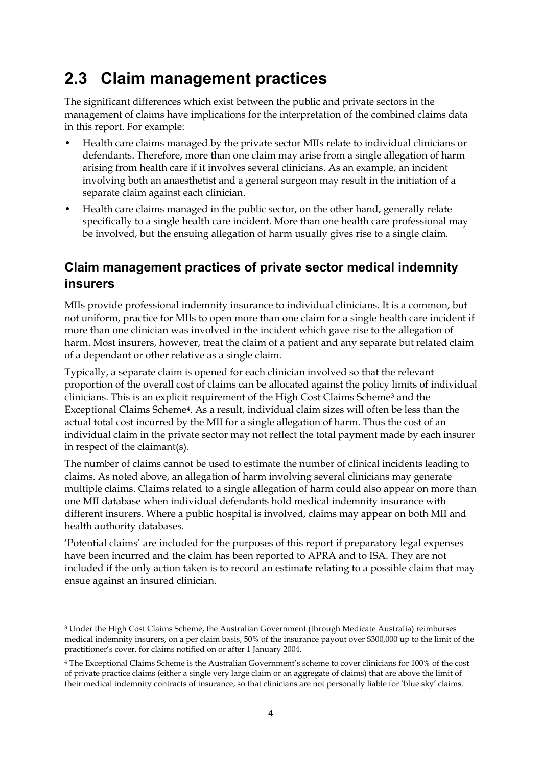## 2.3 Claim management practices

The significant differences which exist between the public and private sectors in the management of claims have implications for the interpretation of the combined claims data in this report. For example:

- Health care claims managed by the private sector MIIs relate to individual clinicians or defendants. Therefore, more than one claim may arise from a single allegation of harm arising from health care if it involves several clinicians. As an example, an incident involving both an anaesthetist and a general surgeon may result in the initiation of a separate claim against each clinician.
- Health care claims managed in the public sector, on the other hand, generally relate specifically to a single health care incident. More than one health care professional may be involved, but the ensuing allegation of harm usually gives rise to a single claim.

### Claim management practices of private sector medical indemnity insurers

MIIs provide professional indemnity insurance to individual clinicians. It is a common, but not uniform, practice for MIIs to open more than one claim for a single health care incident if more than one clinician was involved in the incident which gave rise to the allegation of harm. Most insurers, however, treat the claim of a patient and any separate but related claim of a dependant or other relative as a single claim.

Typically, a separate claim is opened for each clinician involved so that the relevant proportion of the overall cost of claims can be allocated against the policy limits of individual clinicians. This is an explicit requirement of the High Cost Claims Scheme[3] and the Exceptional Claims Scheme[4]. As a result, individual claim sizes will often be less than the actual total cost incurred by the MII for a single allegation of harm. Thus the cost of an individual claim in the private sector may not reflect the total payment made by each insurer in respect of the claimant(s).

The number of claims cannot be used to estimate the number of clinical incidents leading to claims. As noted above, an allegation of harm involving several clinicians may generate multiple claims. Claims related to a single allegation of harm could also appear on more than one MII database when individual defendants hold medical indemnity insurance with different insurers. Where a public hospital is involved, claims may appear on both MII and health authority databases.

'Potential claims' are included for the purposes of this report if preparatory legal expenses have been incurred and the claim has been reported to APRA and to ISA. They are not included if the only action taken is to record an estimate relating to a possible claim that may ensue against an insured clinician.

---

[3] Under the High Cost Claims Scheme, the Australian Government (through Medicate Australia) reimburses medical indemnity insurers, on a per claim basis, 50% of the insurance payout over $300,000 up to the limit of the practitioner's cover, for claims notified on or after 1 January 2004.

[4] The Exceptional Claims Scheme is the Australian Government's scheme to cover clinicians for 100% of the cost of private practice claims (either a single very large claim or an aggregate of claims) that are above the limit of their medical indemnity contracts of insurance, so that clinicians are not personally liable for 'blue sky' claims.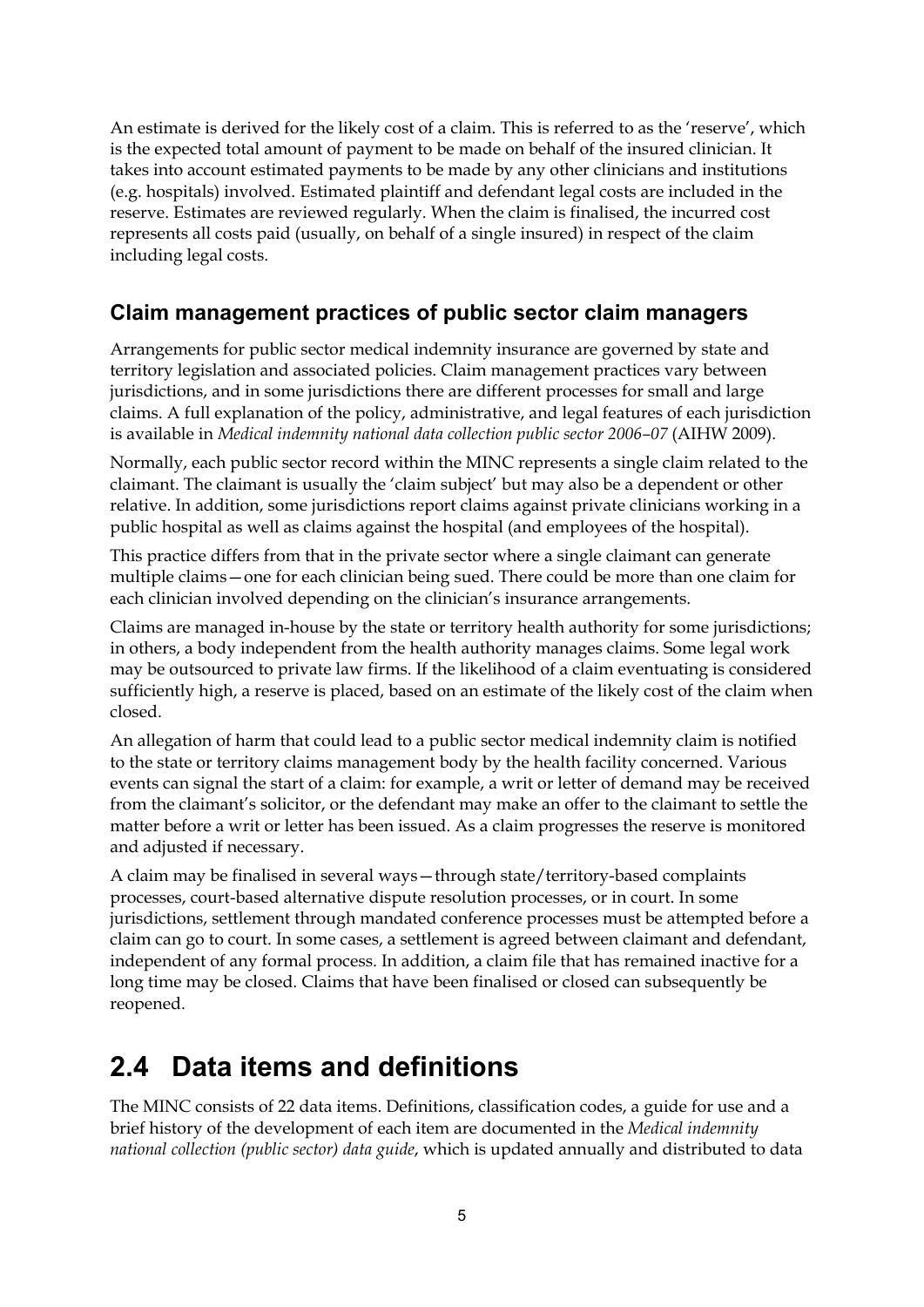An estimate is derived for the likely cost of a claim. This is referred to as the 'reserve', which is the expected total amount of payment to be made on behalf of the insured clinician. It takes into account estimated payments to be made by any other clinicians and institutions (e.g. hospitals) involved. Estimated plaintiff and defendant legal costs are included in the reserve. Estimates are reviewed regularly. When the claim is finalised, the incurred cost represents all costs paid (usually, on behalf of a single insured) in respect of the claim including legal costs.

### Claim management practices of public sector claim managers

Arrangements for public sector medical indemnity insurance are governed by state and territory legislation and associated policies. Claim management practices vary between jurisdictions, and in some jurisdictions there are different processes for small and large claims. A full explanation of the policy, administrative, and legal features of each jurisdiction is available in *Medical indemnity national data collection public sector 2006–07* (AIHW 2009).

Normally, each public sector record within the MINC represents a single claim related to the claimant. The claimant is usually the 'claim subject' but may also be a dependent or other relative. In addition, some jurisdictions report claims against private clinicians working in a public hospital as well as claims against the hospital (and employees of the hospital).

This practice differs from that in the private sector where a single claimant can generate multiple claims—one for each clinician being sued. There could be more than one claim for each clinician involved depending on the clinician's insurance arrangements.

Claims are managed in-house by the state or territory health authority for some jurisdictions; in others, a body independent from the health authority manages claims. Some legal work may be outsourced to private law firms. If the likelihood of a claim eventuating is considered sufficiently high, a reserve is placed, based on an estimate of the likely cost of the claim when closed.

An allegation of harm that could lead to a public sector medical indemnity claim is notified to the state or territory claims management body by the health facility concerned. Various events can signal the start of a claim: for example, a writ or letter of demand may be received from the claimant's solicitor, or the defendant may make an offer to the claimant to settle the matter before a writ or letter has been issued. As a claim progresses the reserve is monitored and adjusted if necessary.

A claim may be finalised in several ways—through state/territory-based complaints processes, court-based alternative dispute resolution processes, or in court. In some jurisdictions, settlement through mandated conference processes must be attempted before a claim can go to court. In some cases, a settlement is agreed between claimant and defendant, independent of any formal process. In addition, a claim file that has remained inactive for a long time may be closed. Claims that have been finalised or closed can subsequently be reopened.

## 2.4 Data items and definitions

The MINC consists of 22 data items. Definitions, classification codes, a guide for use and a brief history of the development of each item are documented in the *Medical indemnity national collection (public sector) data guide*, which is updated annually and distributed to data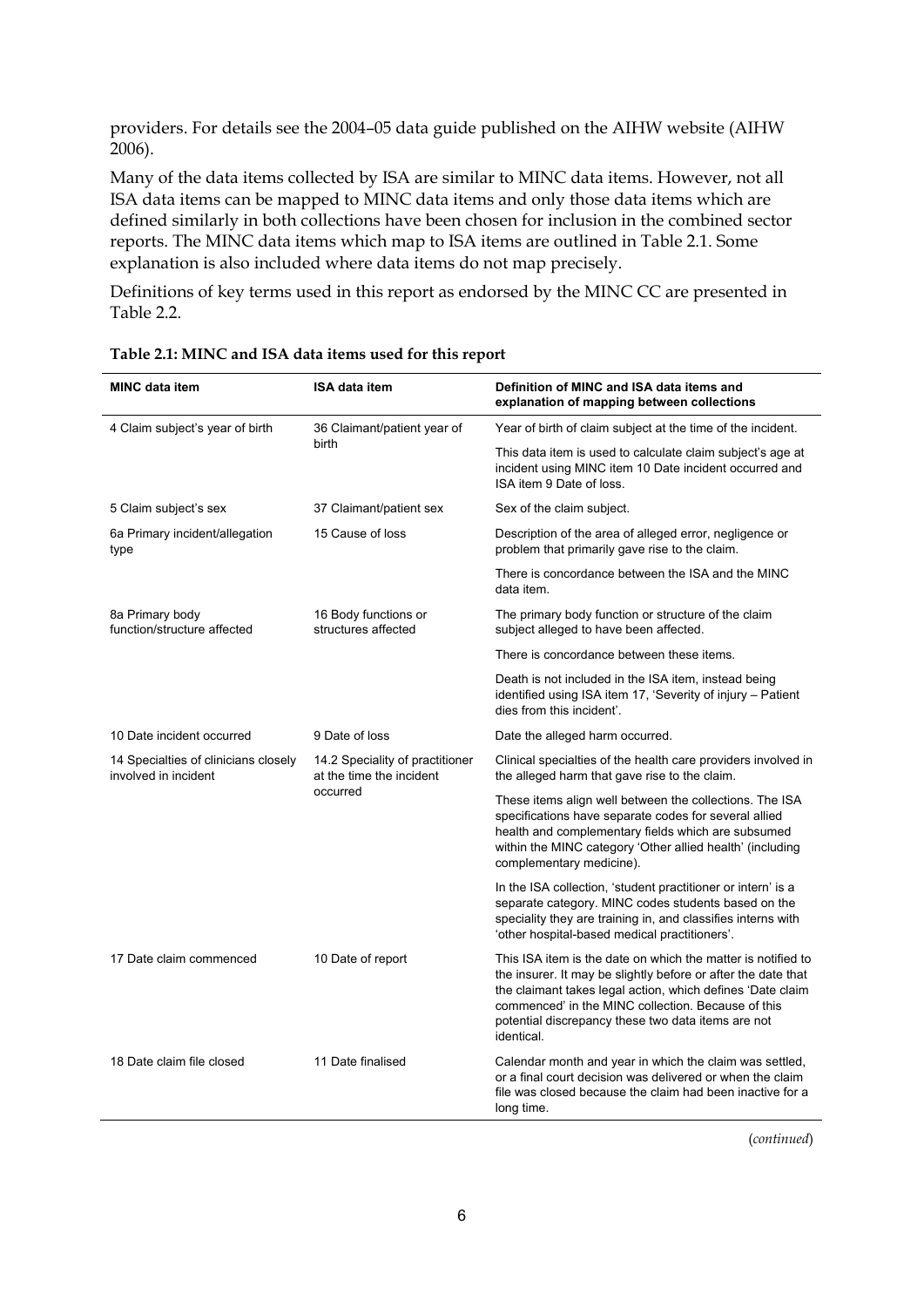providers. For details see the 2004–05 data guide published on the AIHW website (AIHW 2006).

Many of the data items collected by ISA are similar to MINC data items. However, not all ISA data items can be mapped to MINC data items and only those data items which are defined similarly in both collections have been chosen for inclusion in the combined sector reports. The MINC data items which map to ISA items are outlined in Table 2.1. Some explanation is also included where data items do not map precisely.

Definitions of key terms used in this report as endorsed by the MINC CC are presented in Table 2.2.

**Table 2.1: MINC and ISA data items used for this report**

| MINC data item | ISA data item | Definition of MINC and ISA data items and explanation of mapping between collections |
|---|---|---|
| 4 Claim subject's year of birth | 36 Claimant/patient year of birth | Year of birth of claim subject at the time of the incident. |
| | | This data item is used to calculate claim subject's age at incident using MINC item 10 Date incident occurred and ISA item 9 Date of loss. |
| 5 Claim subject's sex | 37 Claimant/patient sex | Sex of the claim subject. |
| 6a Primary incident/allegation type | 15 Cause of loss | Description of the area of alleged error, negligence or problem that primarily gave rise to the claim. |
| | | There is concordance between the ISA and the MINC data item. |
| 8a Primary body function/structure affected | 16 Body functions or structures affected | The primary body function or structure of the claim subject alleged to have been affected. |
| | | There is concordance between these items. |
| | | Death is not included in the ISA item, instead being identified using ISA item 17, 'Severity of injury – Patient dies from this incident'. |
| 10 Date incident occurred | 9 Date of loss | Date the alleged harm occurred. |
| 14 Specialties of clinicians closely involved in incident | 14.2 Speciality of practitioner at the time the incident occurred | Clinical specialties of the health care providers involved in the alleged harm that gave rise to the claim. |
| | | These items align well between the collections. The ISA specifications have separate codes for several allied health and complementary fields which are subsumed within the MINC category 'Other allied health' (including complementary medicine). |
| | | In the ISA collection, 'student practitioner or intern' is a separate category. MINC codes students based on the speciality they are training in, and classifies interns with 'other hospital-based medical practitioners'. |
| 17 Date claim commenced | 10 Date of report | This ISA item is the date on which the matter is notified to the insurer. It may be slightly before or after the date that the claimant takes legal action, which defines 'Date claim commenced' in the MINC collection. Because of this potential discrepancy these two data items are not identical. |
| 18 Date claim file closed | 11 Date finalised | Calendar month and year in which the claim was settled, or a final court decision was delivered or when the claim file was closed because the claim had been inactive for a long time. |

(*continued*)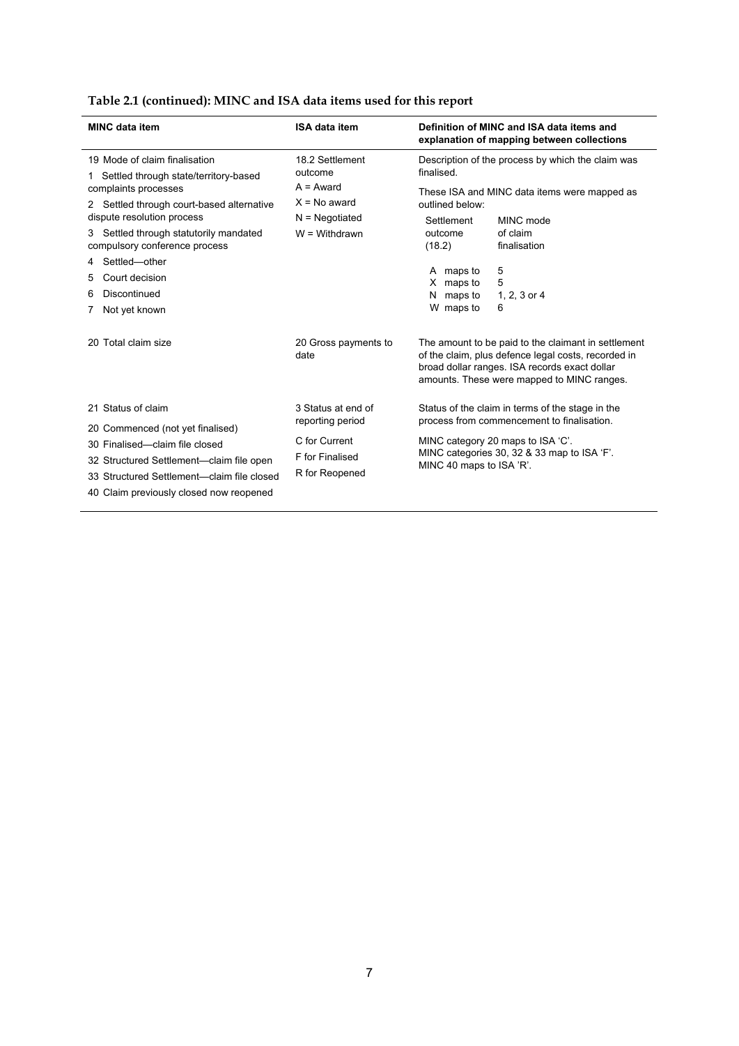**Table 2.1 (continued): MINC and ISA data items used for this report**

| MINC data item | ISA data item | Definition of MINC and ISA data items and explanation of mapping between collections |
|---|---|---|
| 19 Mode of claim finalisation<br>1 Settled through state/territory-based complaints processes<br>2 Settled through court-based alternative dispute resolution process<br>3 Settled through statutorily mandated compulsory conference process<br>4 Settled—other<br>5 Court decision<br>6 Discontinued<br>7 Not yet known | 18.2 Settlement outcome<br>A = Award<br>X = No award<br>N = Negotiated<br>W = Withdrawn | Description of the process by which the claim was finalised.<br>These ISA and MINC data items were mapped as outlined below:<br>Settlement outcome (18.2) — MINC mode of claim finalisation<br>A maps to 5<br>X maps to 5<br>N maps to 1, 2, 3 or 4<br>W maps to 6 |
| 20 Total claim size | 20 Gross payments to date | The amount to be paid to the claimant in settlement of the claim, plus defence legal costs, recorded in broad dollar ranges. ISA records exact dollar amounts. These were mapped to MINC ranges. |
| 21 Status of claim<br>20 Commenced (not yet finalised)<br>30 Finalised—claim file closed<br>32 Structured Settlement—claim file open<br>33 Structured Settlement—claim file closed<br>40 Claim previously closed now reopened | 3 Status at end of reporting period<br>C for Current<br>F for Finalised<br>R for Reopened | Status of the claim in terms of the stage in the process from commencement to finalisation.<br>MINC category 20 maps to ISA 'C'.<br>MINC categories 30, 32 & 33 map to ISA 'F'.<br>MINC 40 maps to ISA 'R'. |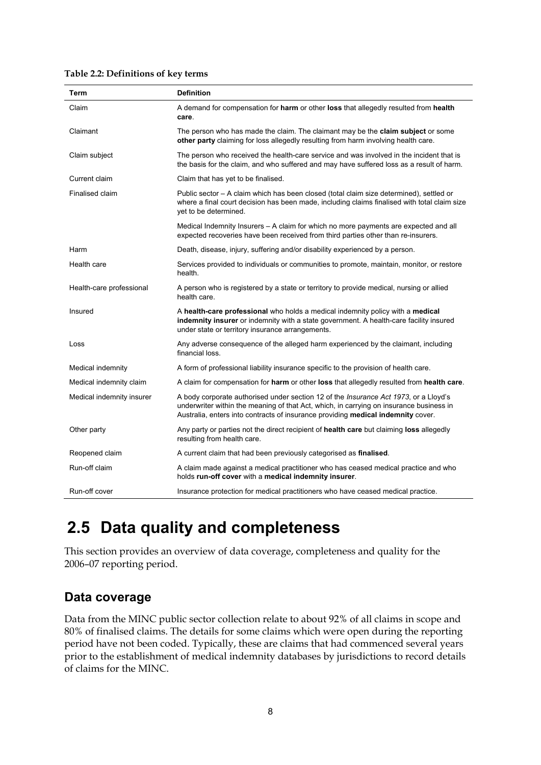**Table 2.2: Definitions of key terms**

| Term | Definition |
| --- | --- |
| Claim | A demand for compensation for **harm** or other **loss** that allegedly resulted from **health care**. |
| Claimant | The person who has made the claim. The claimant may be the **claim subject** or some **other party** claiming for loss allegedly resulting from harm involving health care. |
| Claim subject | The person who received the health-care service and was involved in the incident that is the basis for the claim, and who suffered and may have suffered loss as a result of harm. |
| Current claim | Claim that has yet to be finalised. |
| Finalised claim | Public sector – A claim which has been closed (total claim size determined), settled or where a final court decision has been made, including claims finalised with total claim size yet to be determined. |
| | Medical Indemnity Insurers – A claim for which no more payments are expected and all expected recoveries have been received from third parties other than re-insurers. |
| Harm | Death, disease, injury, suffering and/or disability experienced by a person. |
| Health care | Services provided to individuals or communities to promote, maintain, monitor, or restore health. |
| Health-care professional | A person who is registered by a state or territory to provide medical, nursing or allied health care. |
| Insured | A **health-care professional** who holds a medical indemnity policy with a **medical indemnity insurer** or indemnity with a state government. A health-care facility insured under state or territory insurance arrangements. |
| Loss | Any adverse consequence of the alleged harm experienced by the claimant, including financial loss. |
| Medical indemnity | A form of professional liability insurance specific to the provision of health care. |
| Medical indemnity claim | A claim for compensation for **harm** or other **loss** that allegedly resulted from **health care**. |
| Medical indemnity insurer | A body corporate authorised under section 12 of the *Insurance Act 1973*, or a Lloyd's underwriter within the meaning of that Act, which, in carrying on insurance business in Australia, enters into contracts of insurance providing **medical indemnity** cover. |
| Other party | Any party or parties not the direct recipient of **health care** but claiming **loss** allegedly resulting from health care. |
| Reopened claim | A current claim that had been previously categorised as **finalised**. |
| Run-off claim | A claim made against a medical practitioner who has ceased medical practice and who holds **run-off cover** with a **medical indemnity insurer**. |
| Run-off cover | Insurance protection for medical practitioners who have ceased medical practice. |

# 2.5 Data quality and completeness

This section provides an overview of data coverage, completeness and quality for the 2006–07 reporting period.

## Data coverage

Data from the MINC public sector collection relate to about 92% of all claims in scope and 80% of finalised claims. The details for some claims which were open during the reporting period have not been coded. Typically, these are claims that had commenced several years prior to the establishment of medical indemnity databases by jurisdictions to record details of claims for the MINC.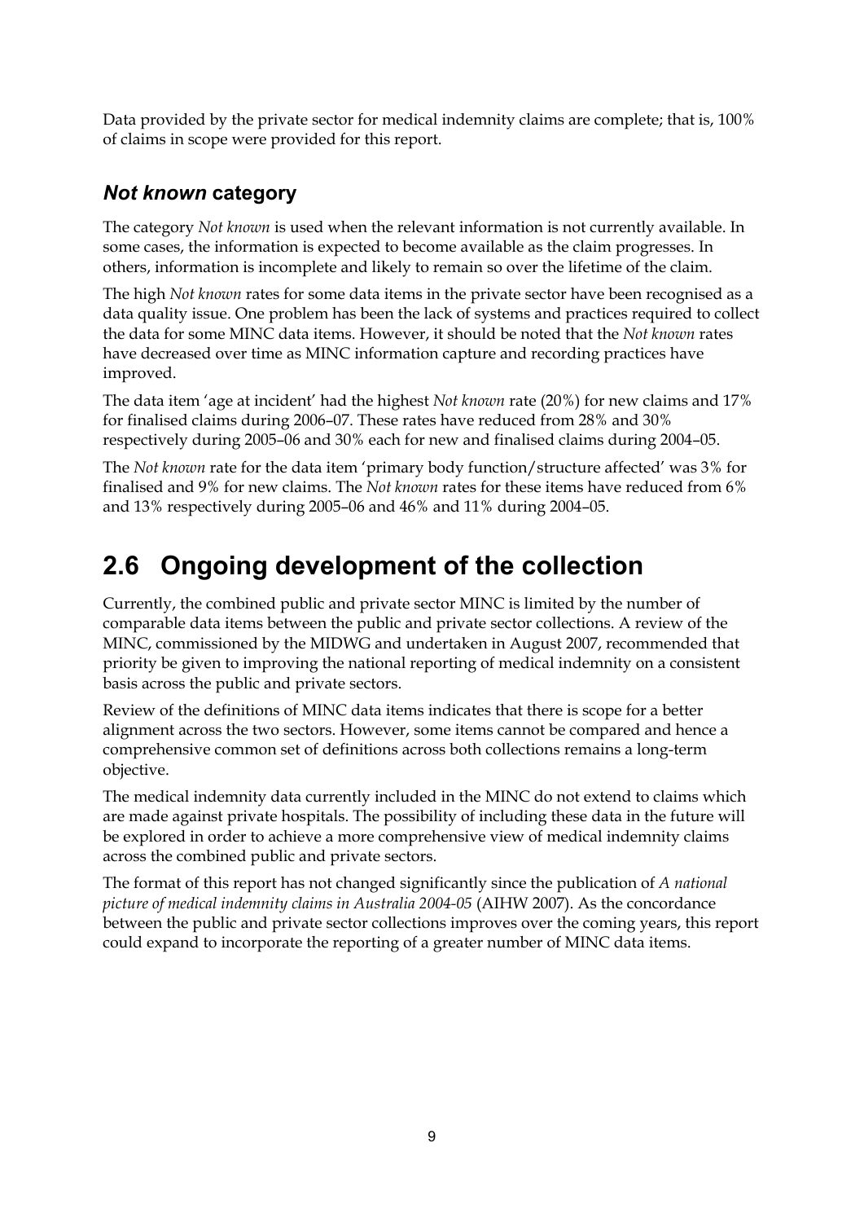Data provided by the private sector for medical indemnity claims are complete; that is, 100% of claims in scope were provided for this report.

### *Not known* category

The category *Not known* is used when the relevant information is not currently available. In some cases, the information is expected to become available as the claim progresses. In others, information is incomplete and likely to remain so over the lifetime of the claim.

The high *Not known* rates for some data items in the private sector have been recognised as a data quality issue. One problem has been the lack of systems and practices required to collect the data for some MINC data items. However, it should be noted that the *Not known* rates have decreased over time as MINC information capture and recording practices have improved.

The data item 'age at incident' had the highest *Not known* rate (20%) for new claims and 17% for finalised claims during 2006–07. These rates have reduced from 28% and 30% respectively during 2005–06 and 30% each for new and finalised claims during 2004–05.

The *Not known* rate for the data item 'primary body function/structure affected' was 3% for finalised and 9% for new claims. The *Not known* rates for these items have reduced from 6% and 13% respectively during 2005–06 and 46% and 11% during 2004–05.

## 2.6 Ongoing development of the collection

Currently, the combined public and private sector MINC is limited by the number of comparable data items between the public and private sector collections. A review of the MINC, commissioned by the MIDWG and undertaken in August 2007, recommended that priority be given to improving the national reporting of medical indemnity on a consistent basis across the public and private sectors.

Review of the definitions of MINC data items indicates that there is scope for a better alignment across the two sectors. However, some items cannot be compared and hence a comprehensive common set of definitions across both collections remains a long-term objective.

The medical indemnity data currently included in the MINC do not extend to claims which are made against private hospitals. The possibility of including these data in the future will be explored in order to achieve a more comprehensive view of medical indemnity claims across the combined public and private sectors.

The format of this report has not changed significantly since the publication of *A national picture of medical indemnity claims in Australia 2004-05* (AIHW 2007). As the concordance between the public and private sector collections improves over the coming years, this report could expand to incorporate the reporting of a greater number of MINC data items.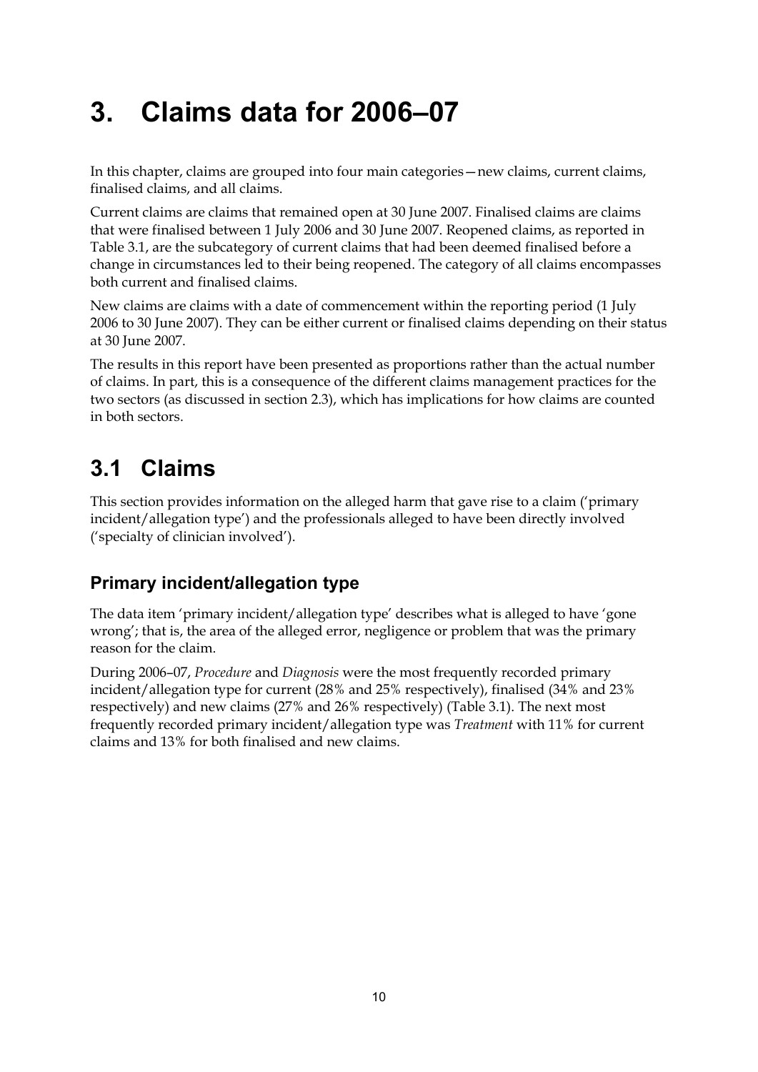# 3. Claims data for 2006–07

In this chapter, claims are grouped into four main categories—new claims, current claims, finalised claims, and all claims.

Current claims are claims that remained open at 30 June 2007. Finalised claims are claims that were finalised between 1 July 2006 and 30 June 2007. Reopened claims, as reported in Table 3.1, are the subcategory of current claims that had been deemed finalised before a change in circumstances led to their being reopened. The category of all claims encompasses both current and finalised claims.

New claims are claims with a date of commencement within the reporting period (1 July 2006 to 30 June 2007). They can be either current or finalised claims depending on their status at 30 June 2007.

The results in this report have been presented as proportions rather than the actual number of claims. In part, this is a consequence of the different claims management practices for the two sectors (as discussed in section 2.3), which has implications for how claims are counted in both sectors.

## 3.1 Claims

This section provides information on the alleged harm that gave rise to a claim ('primary incident/allegation type') and the professionals alleged to have been directly involved ('specialty of clinician involved').

### Primary incident/allegation type

The data item 'primary incident/allegation type' describes what is alleged to have 'gone wrong'; that is, the area of the alleged error, negligence or problem that was the primary reason for the claim.

During 2006–07, *Procedure* and *Diagnosis* were the most frequently recorded primary incident/allegation type for current (28% and 25% respectively), finalised (34% and 23% respectively) and new claims (27% and 26% respectively) (Table 3.1). The next most frequently recorded primary incident/allegation type was *Treatment* with 11% for current claims and 13% for both finalised and new claims.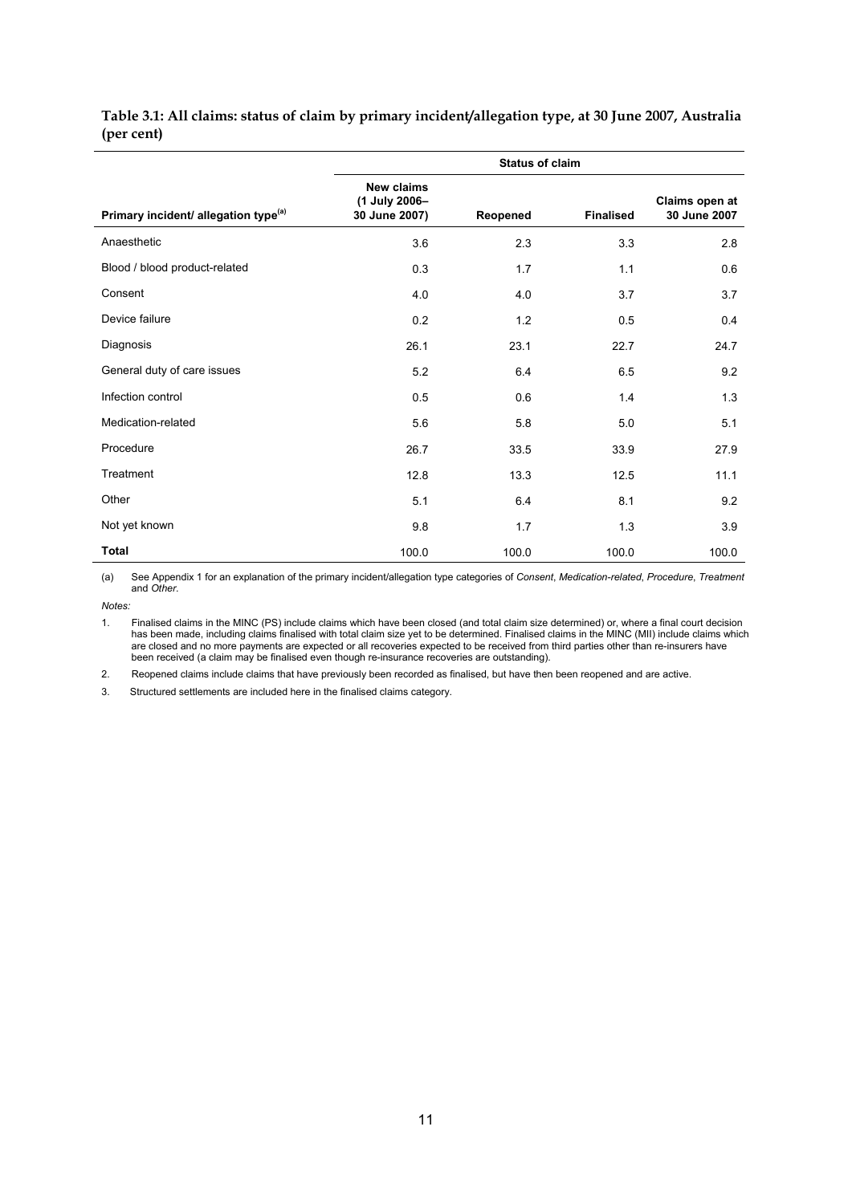**Table 3.1: All claims: status of claim by primary incident/allegation type, at 30 June 2007, Australia (per cent)**

| | Status of claim | | | |
|---|---|---|---|---|
| Primary incident/ allegation type[(a)] | New claims (1 July 2006– 30 June 2007) | Reopened | Finalised | Claims open at 30 June 2007 |
| Anaesthetic | 3.6 | 2.3 | 3.3 | 2.8 |
| Blood / blood product-related | 0.3 | 1.7 | 1.1 | 0.6 |
| Consent | 4.0 | 4.0 | 3.7 | 3.7 |
| Device failure | 0.2 | 1.2 | 0.5 | 0.4 |
| Diagnosis | 26.1 | 23.1 | 22.7 | 24.7 |
| General duty of care issues | 5.2 | 6.4 | 6.5 | 9.2 |
| Infection control | 0.5 | 0.6 | 1.4 | 1.3 |
| Medication-related | 5.6 | 5.8 | 5.0 | 5.1 |
| Procedure | 26.7 | 33.5 | 33.9 | 27.9 |
| Treatment | 12.8 | 13.3 | 12.5 | 11.1 |
| Other | 5.1 | 6.4 | 8.1 | 9.2 |
| Not yet known | 9.8 | 1.7 | 1.3 | 3.9 |
| **Total** | 100.0 | 100.0 | 100.0 | 100.0 |

(a) See Appendix 1 for an explanation of the primary incident/allegation type categories of *Consent*, *Medication-related*, *Procedure*, *Treatment* and *Other*.

*Notes:*

1. Finalised claims in the MINC (PS) include claims which have been closed (and total claim size determined) or, where a final court decision has been made, including claims finalised with total claim size yet to be determined. Finalised claims in the MINC (MII) include claims which are closed and no more payments are expected or all recoveries expected to be received from third parties other than re-insurers have been received (a claim may be finalised even though re-insurance recoveries are outstanding).
2. Reopened claims include claims that have previously been recorded as finalised, but have then been reopened and are active.
3. Structured settlements are included here in the finalised claims category.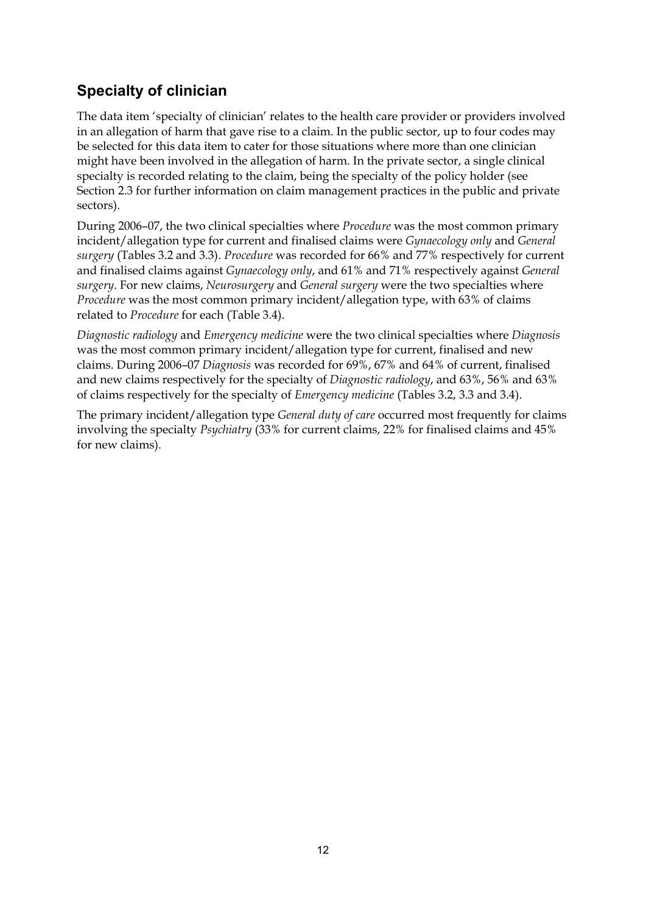## Specialty of clinician

The data item 'specialty of clinician' relates to the health care provider or providers involved in an allegation of harm that gave rise to a claim. In the public sector, up to four codes may be selected for this data item to cater for those situations where more than one clinician might have been involved in the allegation of harm. In the private sector, a single clinical specialty is recorded relating to the claim, being the specialty of the policy holder (see Section 2.3 for further information on claim management practices in the public and private sectors).

During 2006–07, the two clinical specialties where *Procedure* was the most common primary incident/allegation type for current and finalised claims were *Gynaecology only* and *General surgery* (Tables 3.2 and 3.3). *Procedure* was recorded for 66% and 77% respectively for current and finalised claims against *Gynaecology only*, and 61% and 71% respectively against *General surgery*. For new claims, *Neurosurgery* and *General surgery* were the two specialties where *Procedure* was the most common primary incident/allegation type, with 63% of claims related to *Procedure* for each (Table 3.4).

*Diagnostic radiology* and *Emergency medicine* were the two clinical specialties where *Diagnosis* was the most common primary incident/allegation type for current, finalised and new claims. During 2006–07 *Diagnosis* was recorded for 69%, 67% and 64% of current, finalised and new claims respectively for the specialty of *Diagnostic radiology*, and 63%, 56% and 63% of claims respectively for the specialty of *Emergency medicine* (Tables 3.2, 3.3 and 3.4).

The primary incident/allegation type *General duty of care* occurred most frequently for claims involving the specialty *Psychiatry* (33% for current claims, 22% for finalised claims and 45% for new claims).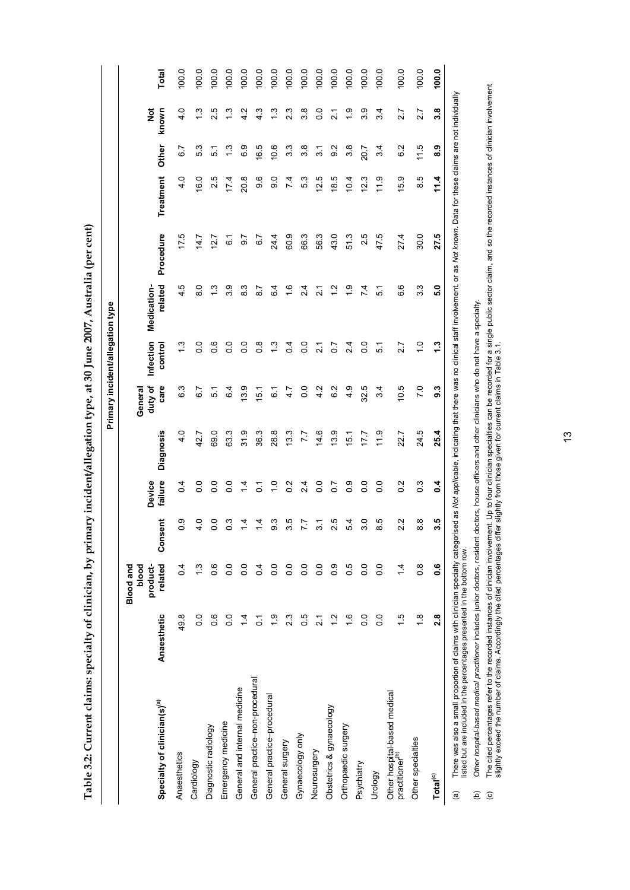**Table 3.2: Current claims: specialty of clinician, by primary incident/allegation type, at 30 June 2007, Australia (per cent)**

| | Primary incident/allegation type | | | | | | | | | | | | |
|---|---|---|---|---|---|---|---|---|---|---|---|---|---|
| Specialty of clinician(s)[(a)] | Anaesthetic | Blood and blood product-related | Consent | Device failure | Diagnosis | General duty of care | Infection control | Medication-related | Procedure | Treatment | Other | Not known | Total |
| Anaesthetics | 49.8 | 0.4 | 0.9 | 0.4 | 4.0 | 6.3 | 1.3 | 4.5 | 17.5 | 4.0 | 6.7 | 4.0 | 100.0 |
| Cardiology | 0.0 | 1.3 | 4.0 | 0.0 | 42.7 | 6.7 | 0.0 | 8.0 | 14.7 | 16.0 | 5.3 | 1.3 | 100.0 |
| Diagnostic radiology | 0.6 | 0.6 | 0.0 | 0.0 | 69.0 | 5.1 | 0.6 | 1.3 | 12.7 | 2.5 | 5.1 | 2.5 | 100.0 |
| Emergency medicine | 0.0 | 0.0 | 0.3 | 0.0 | 63.3 | 6.4 | 0.0 | 3.9 | 6.1 | 17.4 | 1.3 | 1.3 | 100.0 |
| General and internal medicine | 1.4 | 0.0 | 1.4 | 1.4 | 31.9 | 13.9 | 0.0 | 8.3 | 9.7 | 20.8 | 6.9 | 4.2 | 100.0 |
| General practice–non-procedural | 0.1 | 0.4 | 1.4 | 0.1 | 36.3 | 15.1 | 0.8 | 8.7 | 6.7 | 9.6 | 16.5 | 4.3 | 100.0 |
| General practice–procedural | 1.9 | 0.0 | 9.3 | 1.0 | 28.8 | 6.1 | 1.3 | 6.4 | 24.4 | 9.0 | 10.6 | 1.3 | 100.0 |
| General surgery | 2.3 | 0.0 | 3.5 | 0.2 | 13.3 | 4.7 | 0.4 | 1.6 | 60.9 | 7.4 | 3.3 | 2.3 | 100.0 |
| Gynaecology only | 0.5 | 0.0 | 7.7 | 2.4 | 7.7 | 0.0 | 0.0 | 2.4 | 66.3 | 5.3 | 3.8 | 3.8 | 100.0 |
| Neurosurgery | 2.1 | 0.0 | 3.1 | 0.0 | 14.6 | 4.2 | 2.1 | 2.1 | 56.3 | 12.5 | 3.1 | 0.0 | 100.0 |
| Obstetrics & gynaecology | 1.2 | 0.9 | 2.5 | 0.7 | 13.9 | 6.2 | 0.7 | 1.2 | 43.0 | 18.5 | 9.2 | 2.1 | 100.0 |
| Orthopaedic surgery | 1.6 | 0.5 | 5.4 | 0.9 | 15.1 | 4.9 | 2.4 | 1.9 | 51.3 | 10.4 | 3.8 | 1.9 | 100.0 |
| Psychiatry | 0.0 | 0.0 | 3.0 | 0.0 | 17.7 | 32.5 | 0.0 | 7.4 | 2.5 | 12.3 | 20.7 | 3.9 | 100.0 |
| Urology | 0.0 | 0.0 | 8.5 | 0.0 | 11.9 | 3.4 | 5.1 | 5.1 | 47.5 | 11.9 | 3.4 | 3.4 | 100.0 |
| Other hospital-based medical practitioner[(b)] | 1.5 | 1.4 | 2.2 | 0.2 | 22.7 | 10.5 | 2.7 | 6.6 | 27.4 | 15.9 | 6.2 | 2.7 | 100.0 |
| Other specialties | 1.8 | 0.8 | 8.8 | 0.3 | 24.5 | 7.0 | 1.0 | 3.3 | 30.0 | 8.5 | 11.5 | 2.7 | 100.0 |
| **Total[(c)]** | **2.8** | **0.6** | **3.5** | **0.4** | **25.4** | **9.3** | **1.3** | **5.0** | **27.5** | **11.4** | **8.9** | **3.8** | **100.0** |

(a) There was also a small proportion of claims with clinician specialty categorised as *Not applicable*, indicating that there was no clinical staff involvement, or as *Not known*. Data for these claims are not individually listed but are included in the percentages presented in the bottom row.

(b) *Other hospital-based medical practitioner* includes junior doctors, resident doctors, house officers and other clinicians who do not have a specialty.

(c) The cited percentages refer to the recorded instances of clinician involvement. Up to four clinician specialties can be recorded for a single public sector claim, and so the recorded instances of clinician involvement slightly exceed the number of claims. Accordingly the cited percentages differ slightly from those given for current claims in Table 3.1.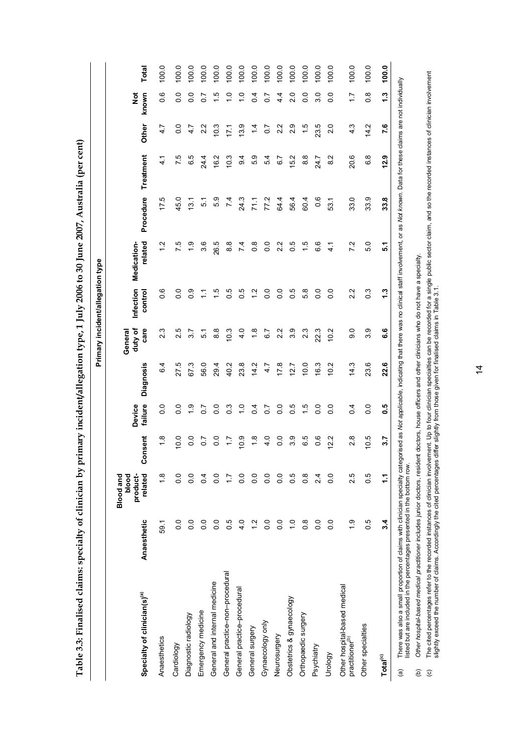**Table 3.3: Finalised claims: specialty of clinician by primary incident/allegation type, 1 July 2006 to 30 June 2007, Australia (per cent)**

| | Primary incident/allegation type | | | | | | | | | | | | | |
|---|---|---|---|---|---|---|---|---|---|---|---|---|---|---|
| Specialty of clinician(s)[(a)] | Anaesthetic | Blood and blood product-related | Consent | Device failure | Diagnosis | General duty of care | Infection control | Medication-related | Procedure | Treatment | Other | Not known | Total |
| Anaesthetics | 59.1 | 1.8 | 1.8 | 0.0 | 6.4 | 2.3 | 0.6 | 1.2 | 17.5 | 4.1 | 4.7 | 0.6 | 100.0 |
| Cardiology | 0.0 | 0.0 | 10.0 | 0.0 | 27.5 | 2.5 | 0.0 | 7.5 | 45.0 | 7.5 | 0.0 | 0.0 | 100.0 |
| Diagnostic radiology | 0.0 | 0.0 | 0.0 | 1.9 | 67.3 | 3.7 | 0.9 | 1.9 | 13.1 | 6.5 | 4.7 | 0.0 | 100.0 |
| Emergency medicine | 0.0 | 0.4 | 0.7 | 0.7 | 56.0 | 5.1 | 1.1 | 3.6 | 5.1 | 24.4 | 2.2 | 0.7 | 100.0 |
| General and internal medicine | 0.0 | 0.0 | 0.0 | 0.0 | 29.4 | 8.8 | 1.5 | 26.5 | 5.9 | 16.2 | 10.3 | 1.5 | 100.0 |
| General practice–non-procedural | 0.5 | 1.7 | 1.7 | 0.3 | 40.2 | 10.3 | 0.5 | 8.8 | 7.4 | 10.3 | 17.1 | 1.0 | 100.0 |
| General practice–procedural | 4.0 | 0.0 | 10.9 | 1.0 | 23.8 | 4.0 | 0.5 | 7.4 | 24.3 | 9.4 | 13.9 | 1.0 | 100.0 |
| General surgery | 1.2 | 0.0 | 1.8 | 0.4 | 14.2 | 1.8 | 1.2 | 0.8 | 71.1 | 5.9 | 1.4 | 0.4 | 100.0 |
| Gynaecology only | 0.0 | 0.0 | 4.0 | 0.7 | 4.7 | 6.7 | 0.0 | 0.0 | 77.2 | 5.4 | 0.7 | 0.7 | 100.0 |
| Neurosurgery | 0.0 | 0.0 | 0.0 | 0.0 | 17.8 | 2.2 | 0.0 | 2.2 | 64.4 | 6.7 | 2.2 | 4.4 | 100.0 |
| Obstetrics & gynaecology | 1.0 | 0.5 | 3.9 | 0.5 | 12.7 | 3.9 | 0.5 | 0.5 | 56.4 | 15.2 | 2.9 | 2.0 | 100.0 |
| Orthopaedic surgery | 0.8 | 0.8 | 6.5 | 1.5 | 10.0 | 2.3 | 5.8 | 1.5 | 60.4 | 8.8 | 1.5 | 0.0 | 100.0 |
| Psychiatry | 0.0 | 2.4 | 0.6 | 0.0 | 16.3 | 22.3 | 0.0 | 6.6 | 0.6 | 24.7 | 23.5 | 3.0 | 100.0 |
| Urology | 0.0 | 0.0 | 12.2 | 0.0 | 10.2 | 10.2 | 0.0 | 4.1 | 53.1 | 8.2 | 2.0 | 0.0 | 100.0 |
| Other hospital-based medical practitioner[(b)] | 1.9 | 2.5 | 2.8 | 0.4 | 14.3 | 9.0 | 2.2 | 7.2 | 33.0 | 20.6 | 4.3 | 1.7 | 100.0 |
| Other specialties | 0.5 | 0.5 | 10.5 | 0.0 | 23.6 | 3.9 | 0.3 | 5.0 | 33.9 | 6.8 | 14.2 | 0.8 | 100.0 |
| **Total[(c)]** | **3.4** | **1.1** | **3.7** | **0.5** | **22.6** | **6.6** | **1.3** | **5.1** | **33.8** | **12.9** | **7.6** | **1.3** | **100.0** |

(a) There was also a small proportion of claims with clinician specialty categorised as *Not applicable*, indicating that there was no clinical staff involvement, or as *Not known*. Data for these claims are not individually listed but are included in the percentages presented in the bottom row.

(b) *Other hospital-based medical practitioner* includes junior doctors, resident doctors, house officers and other clinicians who do not have a specialty.

(c) The cited percentages refer to the recorded instances of clinician involvement. Up to four clinician specialties can be recorded for a single public sector claim, and so the recorded instances of clinician involvement slightly exceed the number of claims. Accordingly the cited percentages differ slightly from those given for finalised claims in Table 3.1.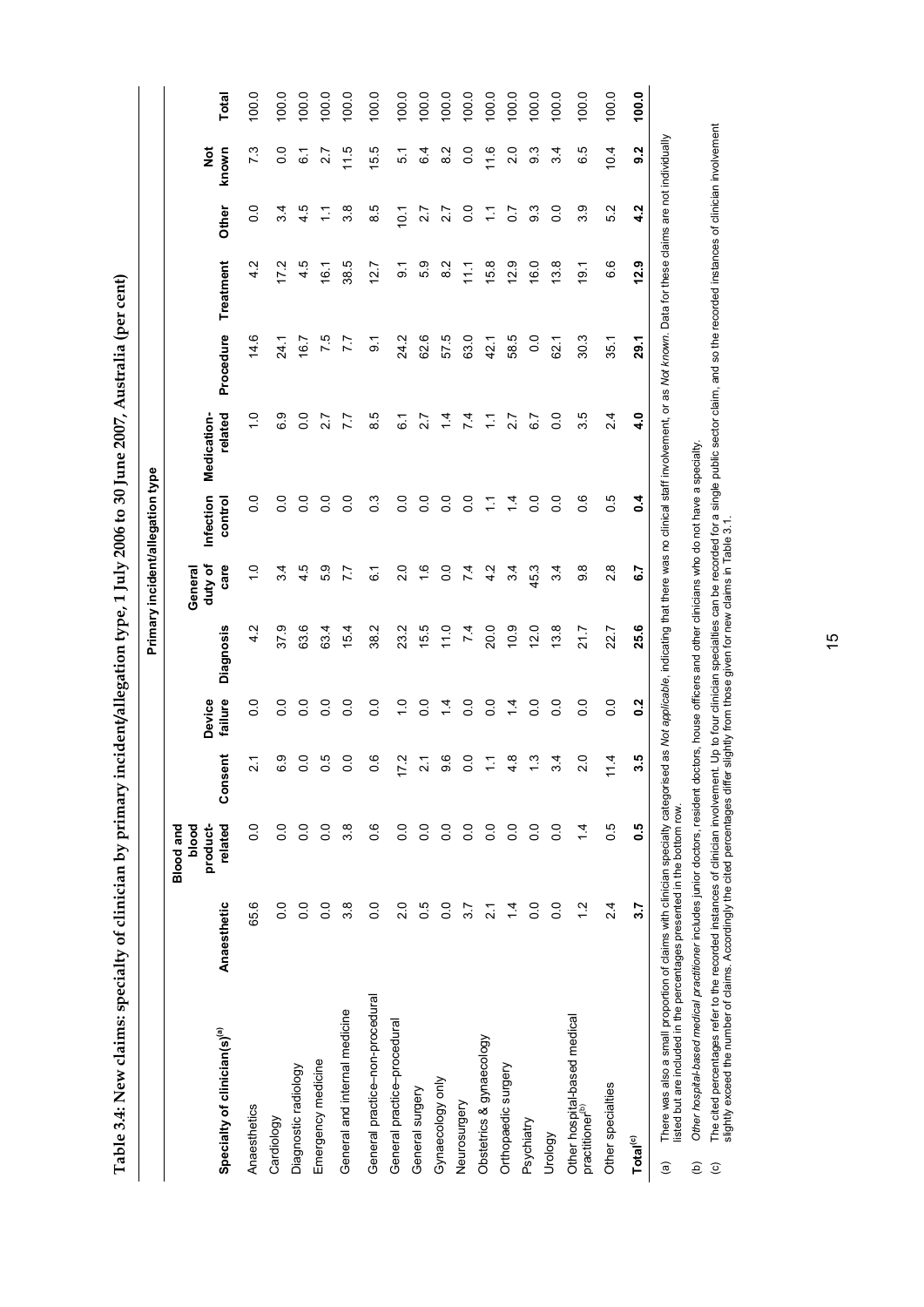**Table 3.4: New claims: specialty of clinician by primary incident/allegation type, 1 July 2006 to 30 June 2007, Australia (per cent)**

| | Primary incident/allegation type | | | | | | | | | | | | | |
|---|---|---|---|---|---|---|---|---|---|---|---|---|---|---|
| Specialty of clinician(s)[(a)] | Anaesthetic | Blood and blood product-related | Consent | Device failure | Diagnosis | General duty of care | Infection control | Medication-related | Procedure | Treatment | Other | Not known | Total |
| Anaesthetics | 65.6 | 0.0 | 2.1 | 0.0 | 4.2 | 1.0 | 0.0 | 1.0 | 14.6 | 4.2 | 0.0 | 7.3 | 100.0 |
| Cardiology | 0.0 | 0.0 | 6.9 | 0.0 | 37.9 | 3.4 | 0.0 | 6.9 | 24.1 | 17.2 | 3.4 | 0.0 | 100.0 |
| Diagnostic radiology | 0.0 | 0.0 | 0.0 | 0.0 | 63.6 | 4.5 | 0.0 | 0.0 | 16.7 | 4.5 | 4.5 | 6.1 | 100.0 |
| Emergency medicine | 0.0 | 0.0 | 0.5 | 0.0 | 63.4 | 5.9 | 0.0 | 2.7 | 7.5 | 16.1 | 1.1 | 2.7 | 100.0 |
| General and internal medicine | 3.8 | 3.8 | 0.0 | 0.0 | 15.4 | 7.7 | 0.0 | 7.7 | 7.7 | 38.5 | 3.8 | 11.5 | 100.0 |
| General practice–non-procedural | 0.0 | 0.6 | 0.6 | 0.0 | 38.2 | 6.1 | 0.3 | 8.5 | 9.1 | 12.7 | 8.5 | 15.5 | 100.0 |
| General practice–procedural | 2.0 | 0.0 | 17.2 | 1.0 | 23.2 | 2.0 | 0.0 | 6.1 | 24.2 | 9.1 | 10.1 | 5.1 | 100.0 |
| General surgery | 0.5 | 0.0 | 2.1 | 0.0 | 15.5 | 1.6 | 0.0 | 2.7 | 62.6 | 5.9 | 2.7 | 6.4 | 100.0 |
| Gynaecology only | 0.0 | 0.0 | 9.6 | 1.4 | 11.0 | 0.0 | 0.0 | 1.4 | 57.5 | 8.2 | 2.7 | 8.2 | 100.0 |
| Neurosurgery | 3.7 | 0.0 | 0.0 | 0.0 | 7.4 | 7.4 | 0.0 | 7.4 | 63.0 | 11.1 | 0.0 | 0.0 | 100.0 |
| Obstetrics & gynaecology | 2.1 | 0.0 | 1.1 | 0.0 | 20.0 | 4.2 | 1.1 | 1.1 | 42.1 | 15.8 | 1.1 | 11.6 | 100.0 |
| Orthopaedic surgery | 1.4 | 0.0 | 4.8 | 1.4 | 10.9 | 3.4 | 1.4 | 2.7 | 58.5 | 12.9 | 0.7 | 2.0 | 100.0 |
| Psychiatry | 0.0 | 0.0 | 1.3 | 0.0 | 12.0 | 45.3 | 0.0 | 6.7 | 0.0 | 16.0 | 9.3 | 9.3 | 100.0 |
| Urology | 0.0 | 0.0 | 3.4 | 0.0 | 13.8 | 3.4 | 0.0 | 0.0 | 62.1 | 13.8 | 0.0 | 3.4 | 100.0 |
| Other hospital-based medical practitioner[(b)] | 1.2 | 1.4 | 2.0 | 0.0 | 21.7 | 9.8 | 0.6 | 3.5 | 30.3 | 19.1 | 3.9 | 6.5 | 100.0 |
| Other specialties | 2.4 | 0.5 | 11.4 | 0.0 | 22.7 | 2.8 | 0.5 | 2.4 | 35.1 | 6.6 | 5.2 | 10.4 | 100.0 |
| **Total[(c)]** | **3.7** | **0.5** | **3.5** | **0.2** | **25.6** | **6.7** | **0.4** | **4.0** | **29.1** | **12.9** | **4.2** | **9.2** | **100.0** |

(a) There was also a small proportion of claims with clinician specialty categorised as *Not applicable*, indicating that there was no clinical staff involvement, or as *Not known*. Data for these claims are not individually listed but are included in the percentages presented in the bottom row.

(b) *Other hospital-based medical practitioner* includes junior doctors, resident doctors, house officers and other clinicians who do not have a specialty.

(c) The cited percentages refer to the recorded instances of clinician involvement. Up to four clinician specialties can be recorded for a single public sector claim, and so the recorded instances of clinician involvement slightly exceed the number of claims. Accordingly the cited percentages differ slightly from those given for new claims in Table 3.1.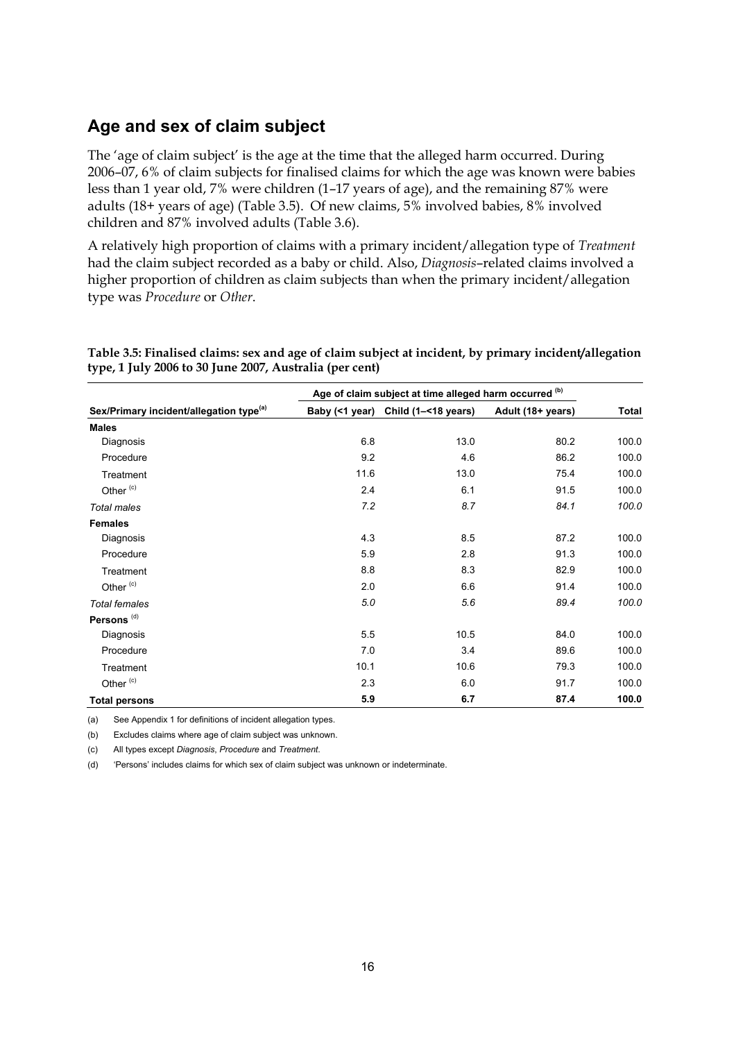## Age and sex of claim subject

The 'age of claim subject' is the age at the time that the alleged harm occurred. During 2006–07, 6% of claim subjects for finalised claims for which the age was known were babies less than 1 year old, 7% were children (1–17 years of age), and the remaining 87% were adults (18+ years of age) (Table 3.5). Of new claims, 5% involved babies, 8% involved children and 87% involved adults (Table 3.6).

A relatively high proportion of claims with a primary incident/allegation type of *Treatment* had the claim subject recorded as a baby or child. Also, *Diagnosis*–related claims involved a higher proportion of children as claim subjects than when the primary incident/allegation type was *Procedure* or *Other*.

**Table 3.5: Finalised claims: sex and age of claim subject at incident, by primary incident/allegation type, 1 July 2006 to 30 June 2007, Australia (per cent)**

| | Age of claim subject at time alleged harm occurred [(b)] | | | |
|---|---|---|---|---|
| **Sex/Primary incident/allegation type[(a)]** | **Baby (<1 year)** | **Child (1–<18 years)** | **Adult (18+ years)** | **Total** |
| **Males** | | | | |
| Diagnosis | 6.8 | 13.0 | 80.2 | 100.0 |
| Procedure | 9.2 | 4.6 | 86.2 | 100.0 |
| Treatment | 11.6 | 13.0 | 75.4 | 100.0 |
| Other [(c)] | 2.4 | 6.1 | 91.5 | 100.0 |
| *Total males* | *7.2* | *8.7* | *84.1* | *100.0* |
| **Females** | | | | |
| Diagnosis | 4.3 | 8.5 | 87.2 | 100.0 |
| Procedure | 5.9 | 2.8 | 91.3 | 100.0 |
| Treatment | 8.8 | 8.3 | 82.9 | 100.0 |
| Other [(c)] | 2.0 | 6.6 | 91.4 | 100.0 |
| *Total females* | *5.0* | *5.6* | *89.4* | *100.0* |
| **Persons [(d)]** | | | | |
| Diagnosis | 5.5 | 10.5 | 84.0 | 100.0 |
| Procedure | 7.0 | 3.4 | 89.6 | 100.0 |
| Treatment | 10.1 | 10.6 | 79.3 | 100.0 |
| Other [(c)] | 2.3 | 6.0 | 91.7 | 100.0 |
| **Total persons** | **5.9** | **6.7** | **87.4** | **100.0** |

(a) See Appendix 1 for definitions of incident allegation types.

(b) Excludes claims where age of claim subject was unknown.

(c) All types except *Diagnosis*, *Procedure* and *Treatment*.

(d) 'Persons' includes claims for which sex of claim subject was unknown or indeterminate.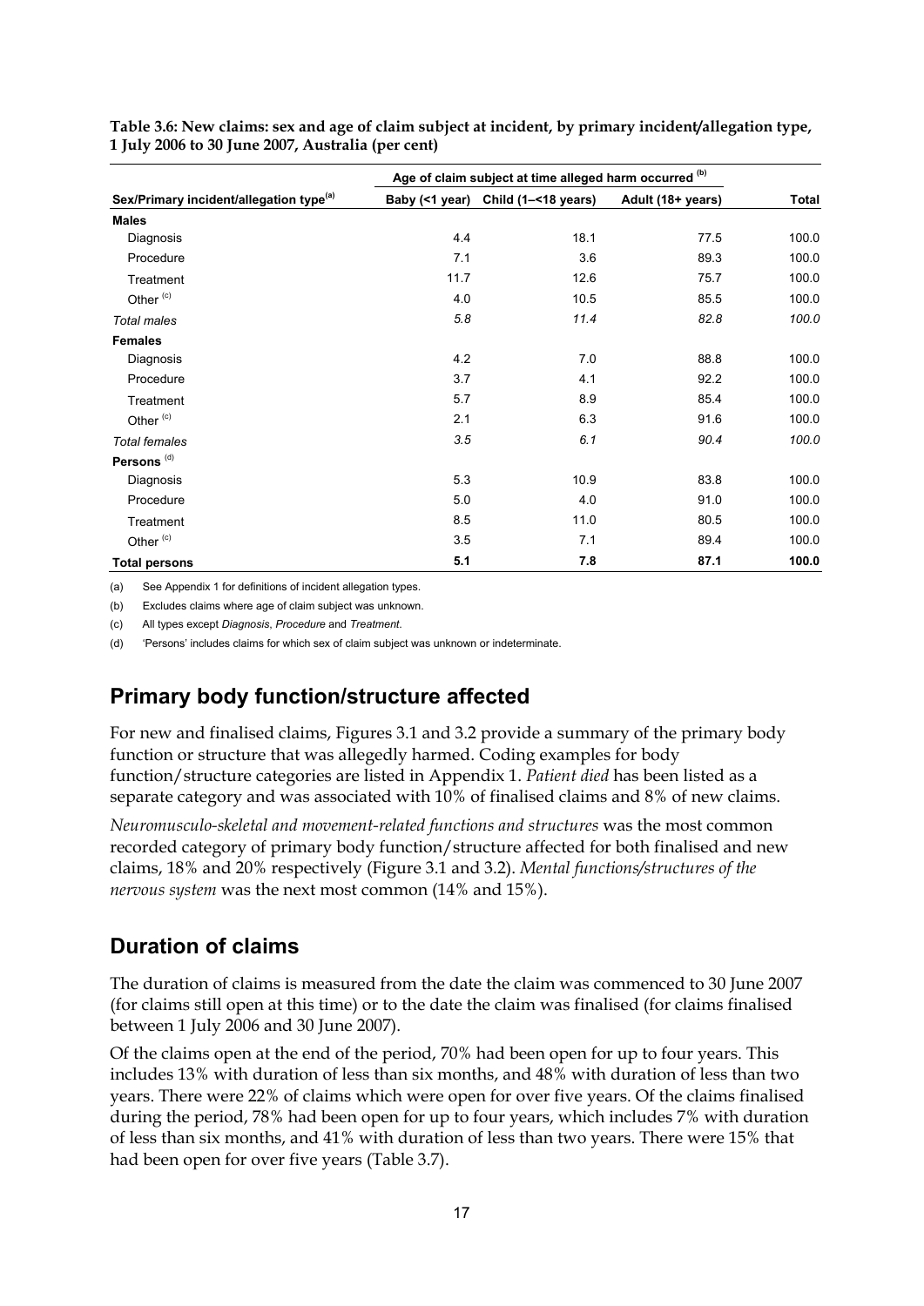**Table 3.6: New claims: sex and age of claim subject at incident, by primary incident/allegation type, 1 July 2006 to 30 June 2007, Australia (per cent)**

| | Age of claim subject at time alleged harm occurred [(b)] | | | |
|---|---|---|---|---|
| **Sex/Primary incident/allegation type[(a)]** | **Baby (<1 year)** | **Child (1–<18 years)** | **Adult (18+ years)** | **Total** |
| **Males** | | | | |
| Diagnosis | 4.4 | 18.1 | 77.5 | 100.0 |
| Procedure | 7.1 | 3.6 | 89.3 | 100.0 |
| Treatment | 11.7 | 12.6 | 75.7 | 100.0 |
| Other [(c)] | 4.0 | 10.5 | 85.5 | 100.0 |
| *Total males* | *5.8* | *11.4* | *82.8* | *100.0* |
| **Females** | | | | |
| Diagnosis | 4.2 | 7.0 | 88.8 | 100.0 |
| Procedure | 3.7 | 4.1 | 92.2 | 100.0 |
| Treatment | 5.7 | 8.9 | 85.4 | 100.0 |
| Other [(c)] | 2.1 | 6.3 | 91.6 | 100.0 |
| *Total females* | *3.5* | *6.1* | *90.4* | *100.0* |
| **Persons [(d)]** | | | | |
| Diagnosis | 5.3 | 10.9 | 83.8 | 100.0 |
| Procedure | 5.0 | 4.0 | 91.0 | 100.0 |
| Treatment | 8.5 | 11.0 | 80.5 | 100.0 |
| Other [(c)] | 3.5 | 7.1 | 89.4 | 100.0 |
| **Total persons** | **5.1** | **7.8** | **87.1** | **100.0** |

(a) See Appendix 1 for definitions of incident allegation types.

(b) Excludes claims where age of claim subject was unknown.

(c) All types except *Diagnosis*, *Procedure* and *Treatment*.

(d) 'Persons' includes claims for which sex of claim subject was unknown or indeterminate.

## Primary body function/structure affected

For new and finalised claims, Figures 3.1 and 3.2 provide a summary of the primary body function or structure that was allegedly harmed. Coding examples for body function/structure categories are listed in Appendix 1. *Patient died* has been listed as a separate category and was associated with 10% of finalised claims and 8% of new claims.

*Neuromusculo-skeletal and movement-related functions and structures* was the most common recorded category of primary body function/structure affected for both finalised and new claims, 18% and 20% respectively (Figure 3.1 and 3.2). *Mental functions/structures of the nervous system* was the next most common (14% and 15%).

## Duration of claims

The duration of claims is measured from the date the claim was commenced to 30 June 2007 (for claims still open at this time) or to the date the claim was finalised (for claims finalised between 1 July 2006 and 30 June 2007).

Of the claims open at the end of the period, 70% had been open for up to four years. This includes 13% with duration of less than six months, and 48% with duration of less than two years. There were 22% of claims which were open for over five years. Of the claims finalised during the period, 78% had been open for up to four years, which includes 7% with duration of less than six months, and 41% with duration of less than two years. There were 15% that had been open for over five years (Table 3.7).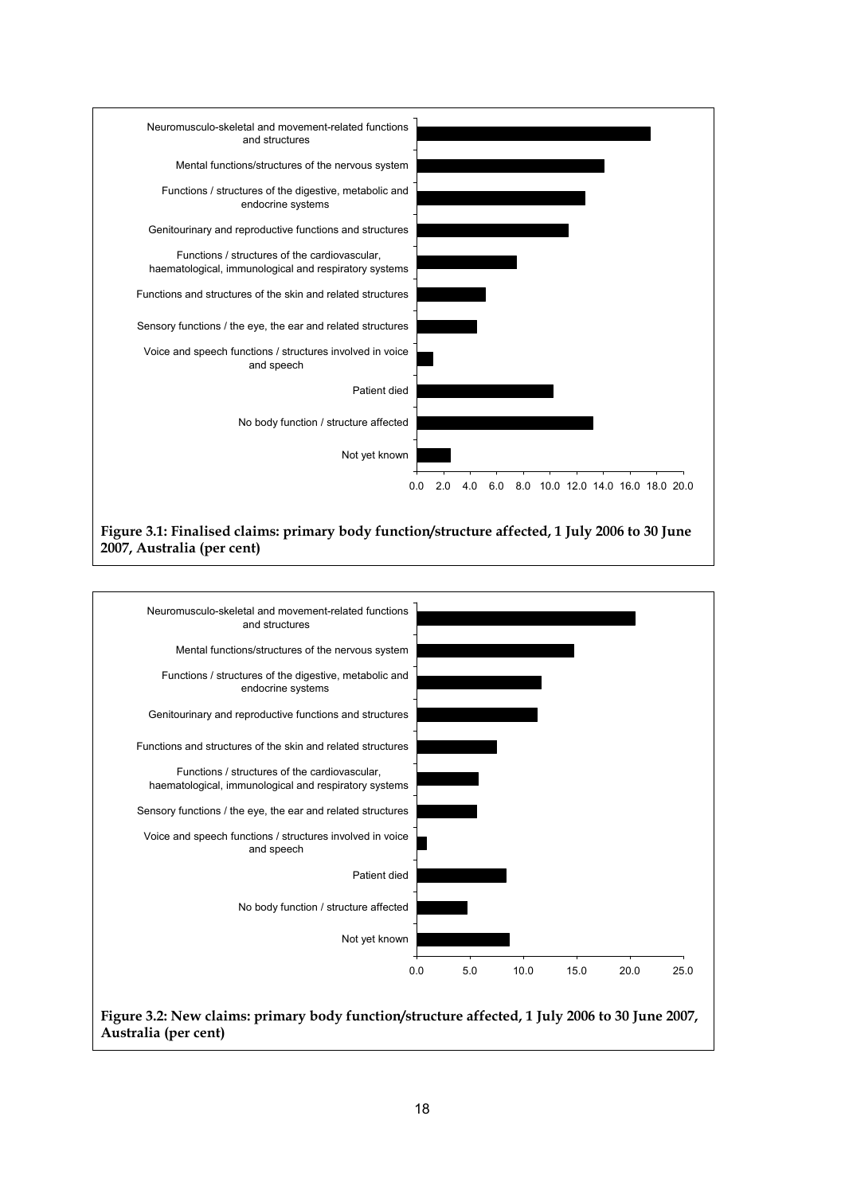Neuromusculo-skeletal and movement-related functions and structures

Mental functions/structures of the nervous system

Functions / structures of the digestive, metabolic and endocrine systems

Genitourinary and reproductive functions and structures

Functions / structures of the cardiovascular, haematological, immunological and respiratory systems

Functions and structures of the skin and related structures

Sensory functions / the eye, the ear and related structures

Voice and speech functions / structures involved in voice and speech

Patient died

No body function / structure affected

Not yet known

0.0 2.0 4.0 6.0 8.0 10.0 12.0 14.0 16.0 18.0 20.0

**Figure 3.1: Finalised claims: primary body function/structure affected, 1 July 2006 to 30 June 2007, Australia (per cent)**

Neuromusculo-skeletal and movement-related functions and structures

Mental functions/structures of the nervous system

Functions / structures of the digestive, metabolic and endocrine systems

Genitourinary and reproductive functions and structures

Functions and structures of the skin and related structures

Functions / structures of the cardiovascular, haematological, immunological and respiratory systems

Sensory functions / the eye, the ear and related structures

Voice and speech functions / structures involved in voice and speech

Patient died

No body function / structure affected

Not yet known

0.0 5.0 10.0 15.0 20.0 25.0

**Figure 3.2: New claims: primary body function/structure affected, 1 July 2006 to 30 June 2007, Australia (per cent)**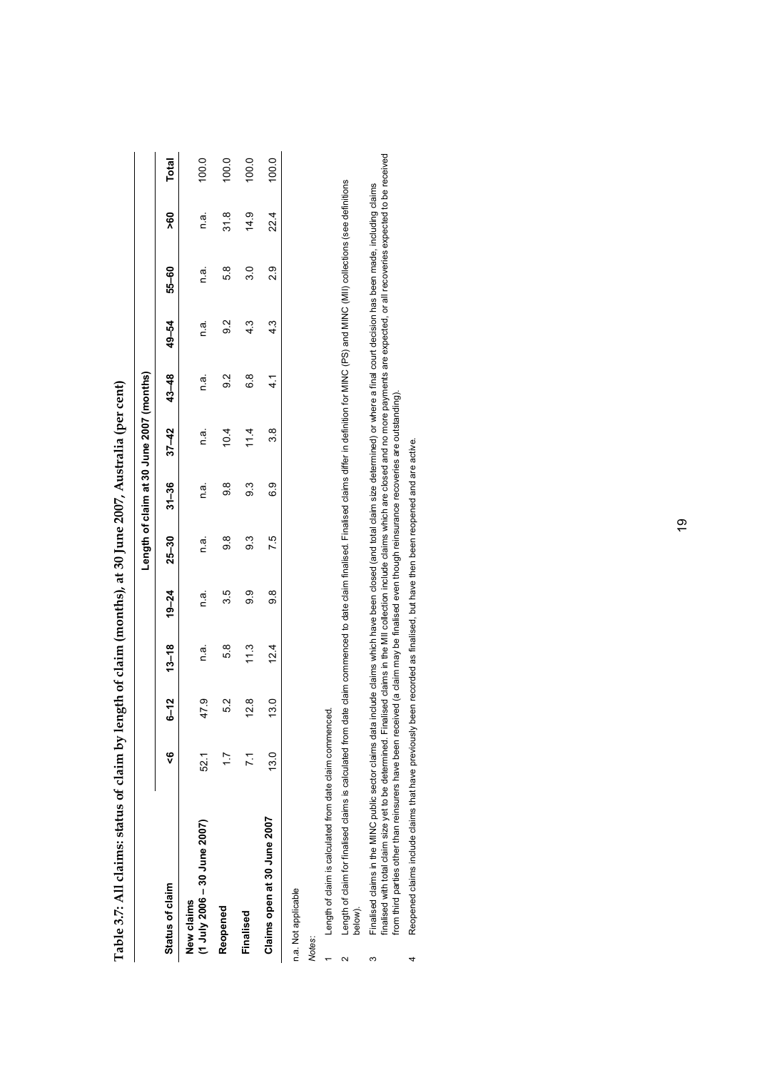**Table 3.7: All claims: status of claim by length of claim (months), at 30 June 2007, Australia (per cent)**

| Status of claim | Length of claim at 30 June 2007 (months) | | | | | | | | | | | |
|---|---|---|---|---|---|---|---|---|---|---|---|---|
| | <6 | 6–12 | 13–18 | 19–24 | 25–30 | 31–36 | 37–42 | 43–48 | 49–54 | 55–60 | >60 | Total |
| New claims (1 July 2006 – 30 June 2007) | 52.1 | 47.9 | n.a. | n.a. | n.a. | n.a. | n.a. | n.a. | n.a. | n.a. | n.a. | 100.0 |
| Reopened | 1.7 | 5.2 | 5.8 | 3.5 | 9.8 | 9.8 | 10.4 | 9.2 | 9.2 | 5.8 | 31.8 | 100.0 |
| Finalised | 7.1 | 12.8 | 11.3 | 9.9 | 9.3 | 9.3 | 11.4 | 6.8 | 4.3 | 3.0 | 14.9 | 100.0 |
| Claims open at 30 June 2007 | 13.0 | 13.0 | 12.4 | 9.8 | 7.5 | 6.9 | 3.8 | 4.1 | 4.3 | 2.9 | 22.4 | 100.0 |

n.a. Not applicable

*Notes*:

1 Length of claim is calculated from date claim commenced.

2 Length of claim for finalised claims is calculated from date claim commenced to date claim finalised. Finalised claims differ in definition for MINC (PS) and MINC (MII) collections (see definitions below).

3 Finalised claims in the MINC public sector claims data include claims which have been closed (and total claim size determined) or where a final court decision has been made, including claims finalised with total claim size yet to be determined. Finalised claims in the MII collection include claims which are closed and no more payments are expected, or all recoveries expected to be received from third parties other than reinsurers have been received (a claim may be finalised even though reinsurance recoveries are outstanding).

4 Reopened claims include claims that have previously been recorded as finalised, but have then been reopened and are active.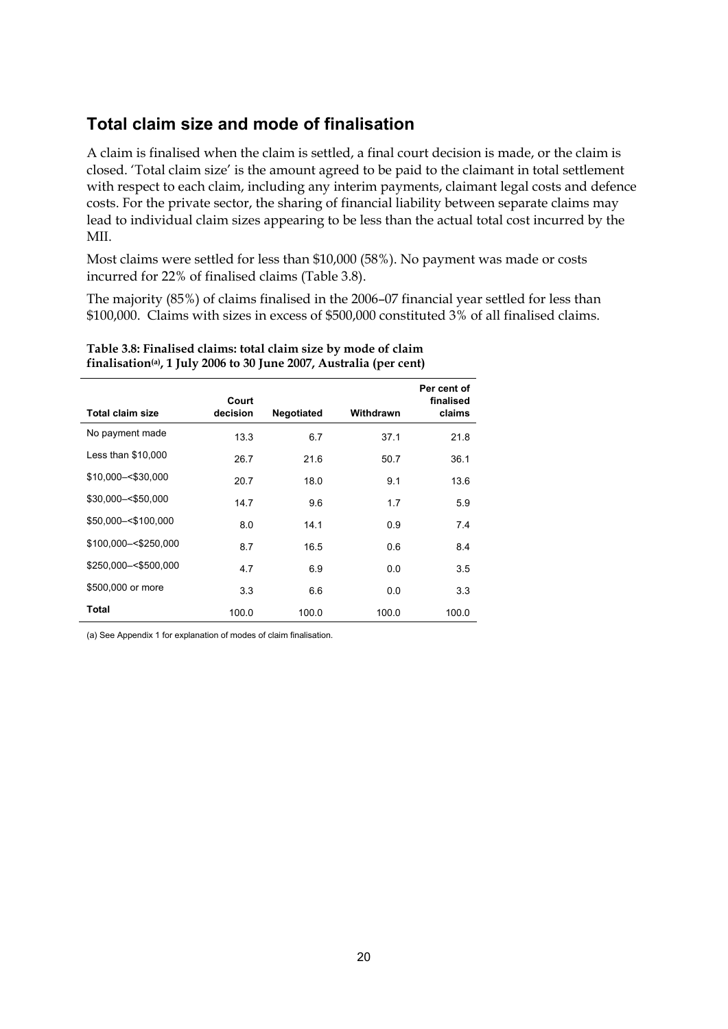## Total claim size and mode of finalisation

A claim is finalised when the claim is settled, a final court decision is made, or the claim is closed. 'Total claim size' is the amount agreed to be paid to the claimant in total settlement with respect to each claim, including any interim payments, claimant legal costs and defence costs. For the private sector, the sharing of financial liability between separate claims may lead to individual claim sizes appearing to be less than the actual total cost incurred by the MII.

Most claims were settled for less than $10,000 (58%). No payment was made or costs incurred for 22% of finalised claims (Table 3.8).

The majority (85%) of claims finalised in the 2006–07 financial year settled for less than $100,000. Claims with sizes in excess of $500,000 constituted 3% of all finalised claims.

**Table 3.8: Finalised claims: total claim size by mode of claim finalisation[(a)], 1 July 2006 to 30 June 2007, Australia (per cent)**

| Total claim size | Court decision | Negotiated | Withdrawn | Per cent of finalised claims |
|---|---|---|---|---|
| No payment made | 13.3 | 6.7 | 37.1 | 21.8 |
| Less than $10,000 | 26.7 | 21.6 | 50.7 | 36.1 |
| $10,000–<$30,000 | 20.7 | 18.0 | 9.1 | 13.6 |
| $30,000–<$50,000 | 14.7 | 9.6 | 1.7 | 5.9 |
| $50,000–<$100,000 | 8.0 | 14.1 | 0.9 | 7.4 |
| $100,000–<$250,000 | 8.7 | 16.5 | 0.6 | 8.4 |
| $250,000–<$500,000 | 4.7 | 6.9 | 0.0 | 3.5 |
| $500,000 or more | 3.3 | 6.6 | 0.0 | 3.3 |
| **Total** | 100.0 | 100.0 | 100.0 | 100.0 |

(a) See Appendix 1 for explanation of modes of claim finalisation.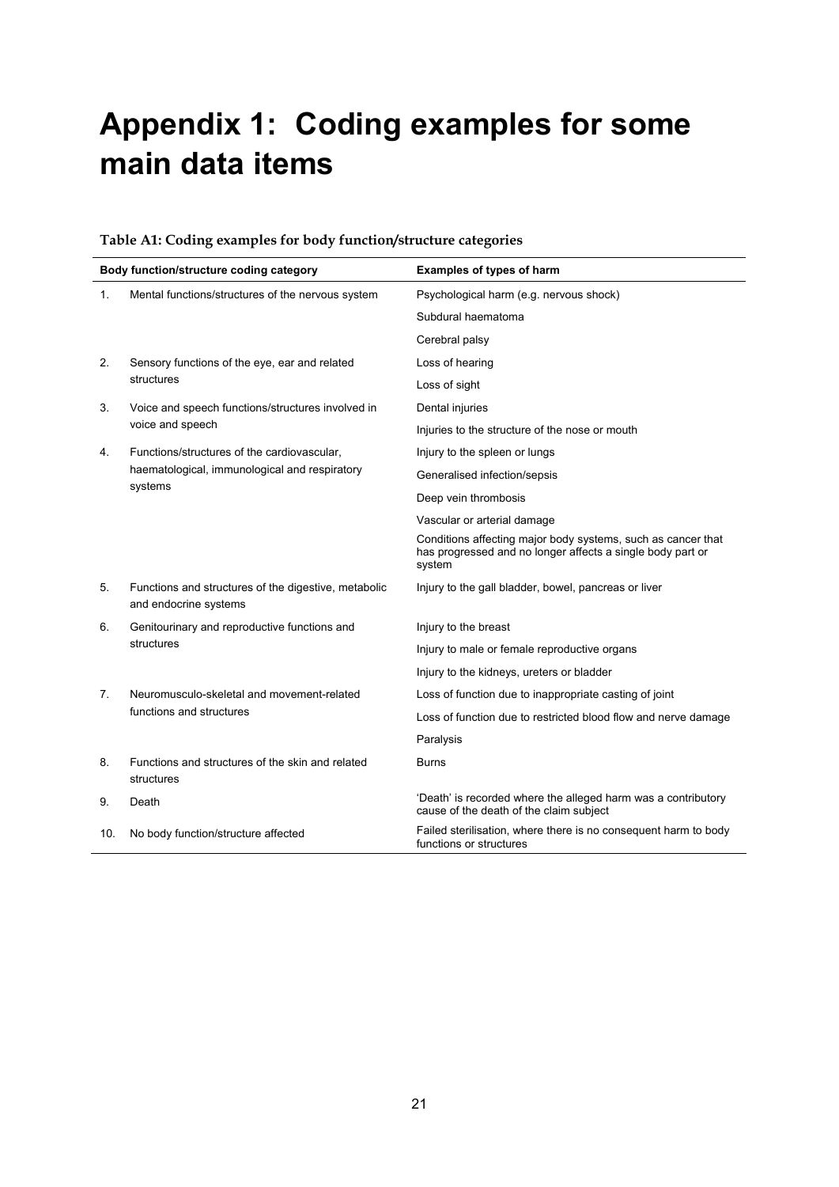# Appendix 1: Coding examples for some main data items

**Table A1: Coding examples for body function/structure categories**

| Body function/structure coding category | Examples of types of harm |
|---|---|
| 1. Mental functions/structures of the nervous system | Psychological harm (e.g. nervous shock) |
| | Subdural haematoma |
| | Cerebral palsy |
| 2. Sensory functions of the eye, ear and related structures | Loss of hearing |
| | Loss of sight |
| 3. Voice and speech functions/structures involved in voice and speech | Dental injuries |
| | Injuries to the structure of the nose or mouth |
| 4. Functions/structures of the cardiovascular, haematological, immunological and respiratory systems | Injury to the spleen or lungs |
| | Generalised infection/sepsis |
| | Deep vein thrombosis |
| | Vascular or arterial damage |
| | Conditions affecting major body systems, such as cancer that has progressed and no longer affects a single body part or system |
| 5. Functions and structures of the digestive, metabolic and endocrine systems | Injury to the gall bladder, bowel, pancreas or liver |
| 6. Genitourinary and reproductive functions and structures | Injury to the breast |
| | Injury to male or female reproductive organs |
| | Injury to the kidneys, ureters or bladder |
| 7. Neuromusculo-skeletal and movement-related functions and structures | Loss of function due to inappropriate casting of joint |
| | Loss of function due to restricted blood flow and nerve damage |
| | Paralysis |
| 8. Functions and structures of the skin and related structures | Burns |
| 9. Death | 'Death' is recorded where the alleged harm was a contributory cause of the death of the claim subject |
| 10. No body function/structure affected | Failed sterilisation, where there is no consequent harm to body functions or structures |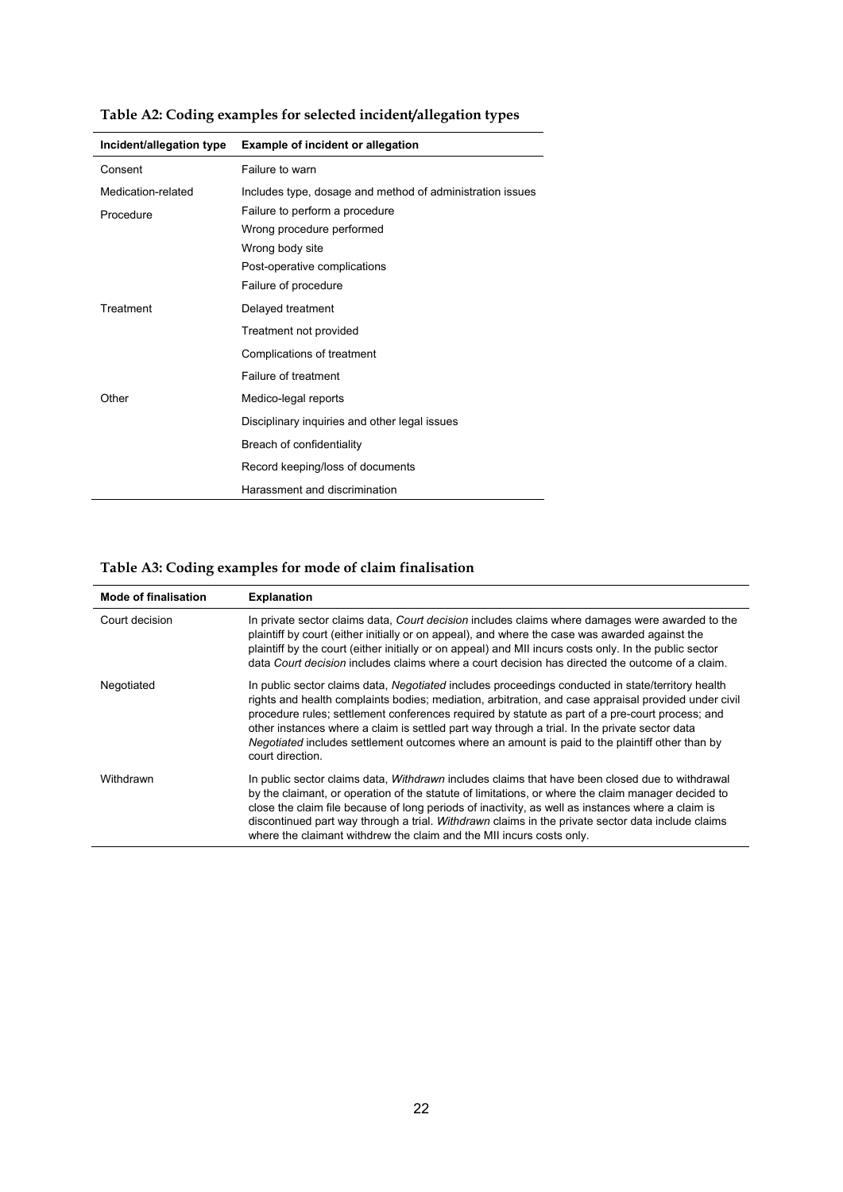**Table A2: Coding examples for selected incident/allegation types**

| Incident/allegation type | Example of incident or allegation |
| --- | --- |
| Consent | Failure to warn |
| Medication-related | Includes type, dosage and method of administration issues |
| Procedure | Failure to perform a procedure |
| | Wrong procedure performed |
| | Wrong body site |
| | Post-operative complications |
| | Failure of procedure |
| Treatment | Delayed treatment |
| | Treatment not provided |
| | Complications of treatment |
| | Failure of treatment |
| Other | Medico-legal reports |
| | Disciplinary inquiries and other legal issues |
| | Breach of confidentiality |
| | Record keeping/loss of documents |
| | Harassment and discrimination |

**Table A3: Coding examples for mode of claim finalisation**

| Mode of finalisation | Explanation |
| --- | --- |
| Court decision | In private sector claims data, *Court decision* includes claims where damages were awarded to the plaintiff by court (either initially or on appeal), and where the case was awarded against the plaintiff by the court (either initially or on appeal) and MII incurs costs only. In the public sector data *Court decision* includes claims where a court decision has directed the outcome of a claim. |
| Negotiated | In public sector claims data, *Negotiated* includes proceedings conducted in state/territory health rights and health complaints bodies; mediation, arbitration, and case appraisal provided under civil procedure rules; settlement conferences required by statute as part of a pre-court process; and other instances where a claim is settled part way through a trial. In the private sector data *Negotiated* includes settlement outcomes where an amount is paid to the plaintiff other than by court direction. |
| Withdrawn | In public sector claims data, *Withdrawn* includes claims that have been closed due to withdrawal by the claimant, or operation of the statute of limitations, or where the claim manager decided to close the claim file because of long periods of inactivity, as well as instances where a claim is discontinued part way through a trial. *Withdrawn* claims in the private sector data include claims where the claimant withdrew the claim and the MII incurs costs only. |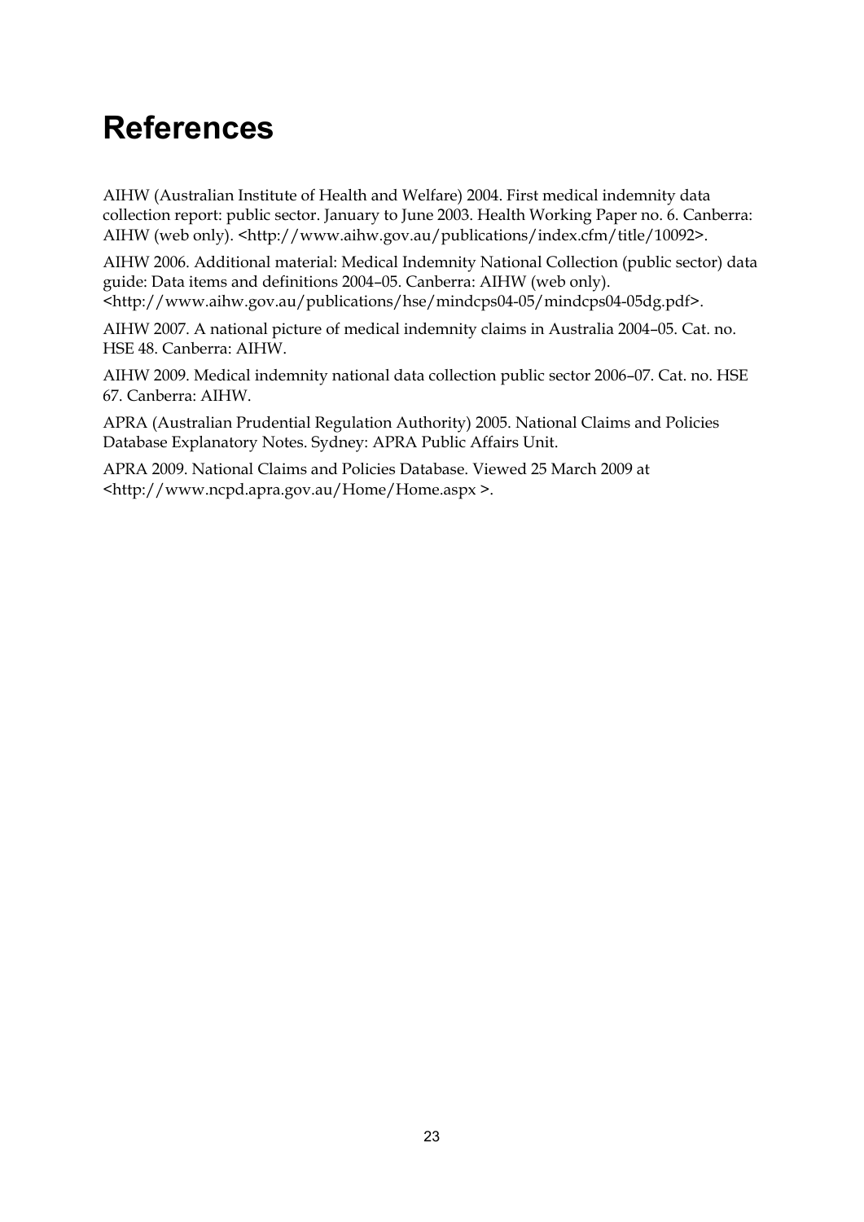# References

AIHW (Australian Institute of Health and Welfare) 2004. First medical indemnity data collection report: public sector. January to June 2003. Health Working Paper no. 6. Canberra: AIHW (web only). <http://www.aihw.gov.au/publications/index.cfm/title/10092>.

AIHW 2006. Additional material: Medical Indemnity National Collection (public sector) data guide: Data items and definitions 2004–05. Canberra: AIHW (web only). <http://www.aihw.gov.au/publications/hse/mindcps04-05/mindcps04-05dg.pdf>.

AIHW 2007. A national picture of medical indemnity claims in Australia 2004–05. Cat. no. HSE 48. Canberra: AIHW.

AIHW 2009. Medical indemnity national data collection public sector 2006–07. Cat. no. HSE 67. Canberra: AIHW.

APRA (Australian Prudential Regulation Authority) 2005. National Claims and Policies Database Explanatory Notes. Sydney: APRA Public Affairs Unit.

APRA 2009. National Claims and Policies Database. Viewed 25 March 2009 at <http://www.ncpd.apra.gov.au/Home/Home.aspx >.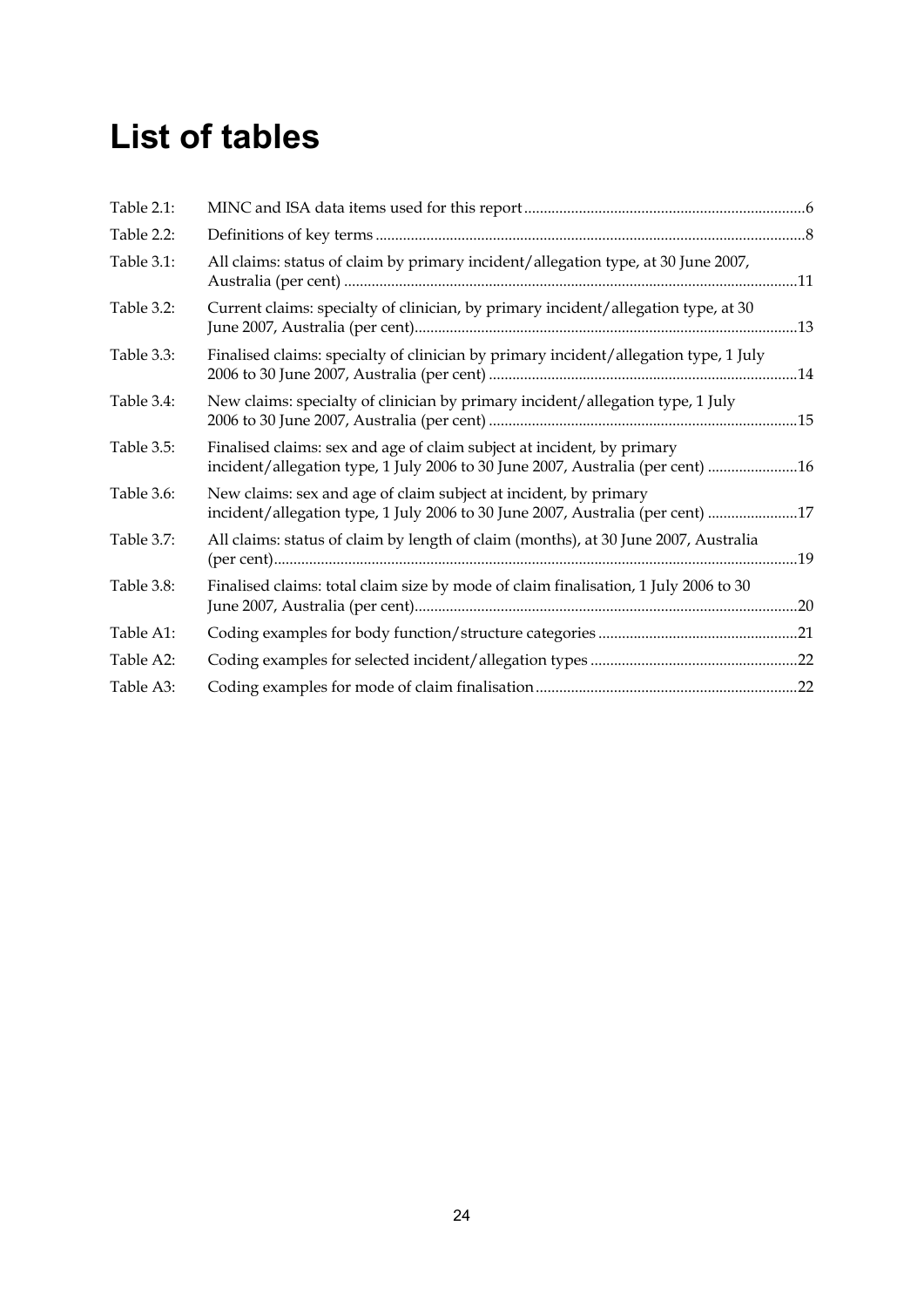# List of tables

| | | |
|---|---|---|
| Table 2.1: | MINC and ISA data items used for this report | 6 |
| Table 2.2: | Definitions of key terms | 8 |
| Table 3.1: | All claims: status of claim by primary incident/allegation type, at 30 June 2007, Australia (per cent) | 11 |
| Table 3.2: | Current claims: specialty of clinician, by primary incident/allegation type, at 30 June 2007, Australia (per cent) | 13 |
| Table 3.3: | Finalised claims: specialty of clinician by primary incident/allegation type, 1 July 2006 to 30 June 2007, Australia (per cent) | 14 |
| Table 3.4: | New claims: specialty of clinician by primary incident/allegation type, 1 July 2006 to 30 June 2007, Australia (per cent) | 15 |
| Table 3.5: | Finalised claims: sex and age of claim subject at incident, by primary incident/allegation type, 1 July 2006 to 30 June 2007, Australia (per cent) | 16 |
| Table 3.6: | New claims: sex and age of claim subject at incident, by primary incident/allegation type, 1 July 2006 to 30 June 2007, Australia (per cent) | 17 |
| Table 3.7: | All claims: status of claim by length of claim (months), at 30 June 2007, Australia (per cent) | 19 |
| Table 3.8: | Finalised claims: total claim size by mode of claim finalisation, 1 July 2006 to 30 June 2007, Australia (per cent) | 20 |
| Table A1: | Coding examples for body function/structure categories | 21 |
| Table A2: | Coding examples for selected incident/allegation types | 22 |
| Table A3: | Coding examples for mode of claim finalisation | 22 |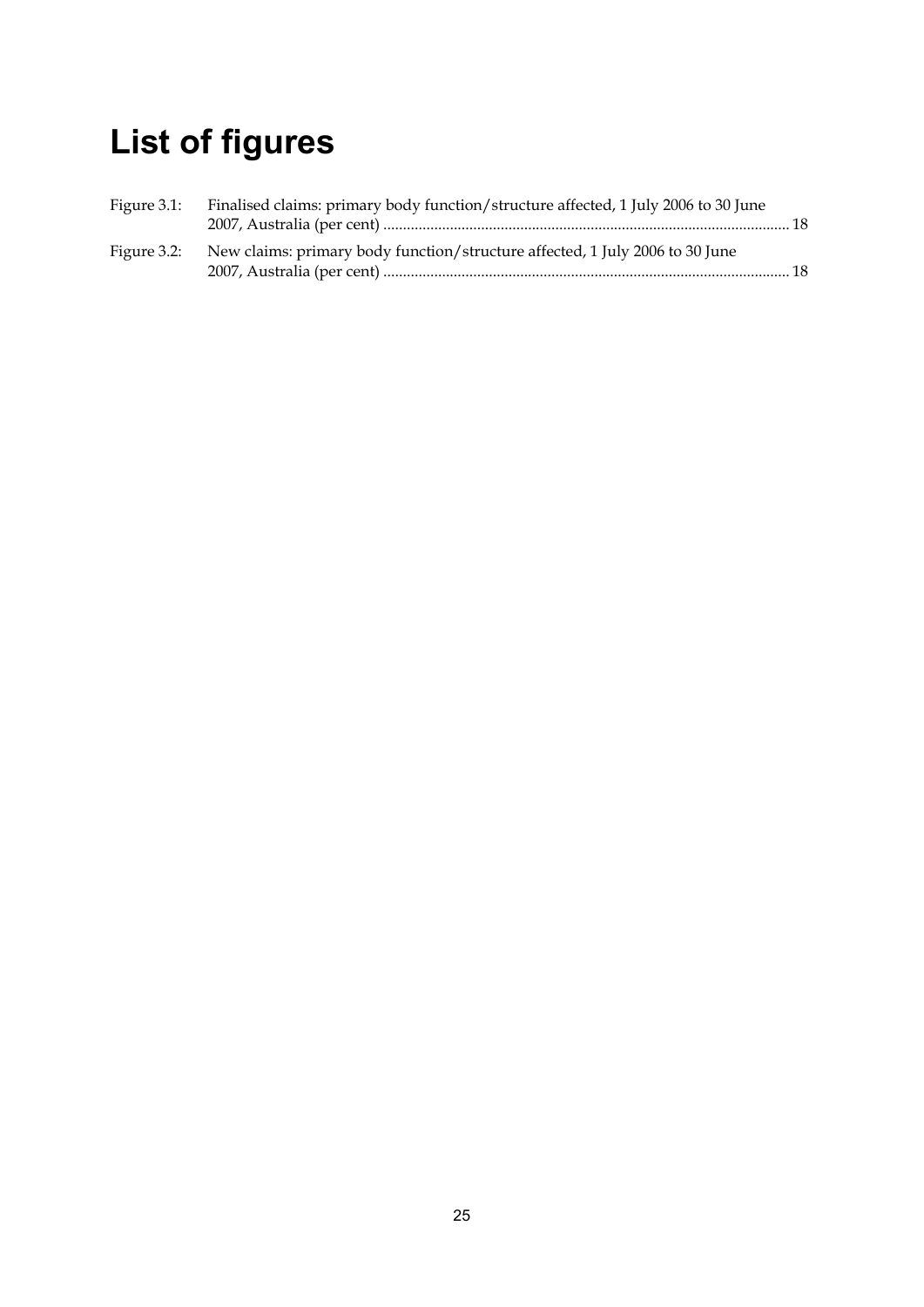# List of figures

Figure 3.1: Finalised claims: primary body function/structure affected, 1 July 2006 to 30 June 2007, Australia (per cent) ........................................................................................................ 18

Figure 3.2: New claims: primary body function/structure affected, 1 July 2006 to 30 June 2007, Australia (per cent) ........................................................................................................ 18